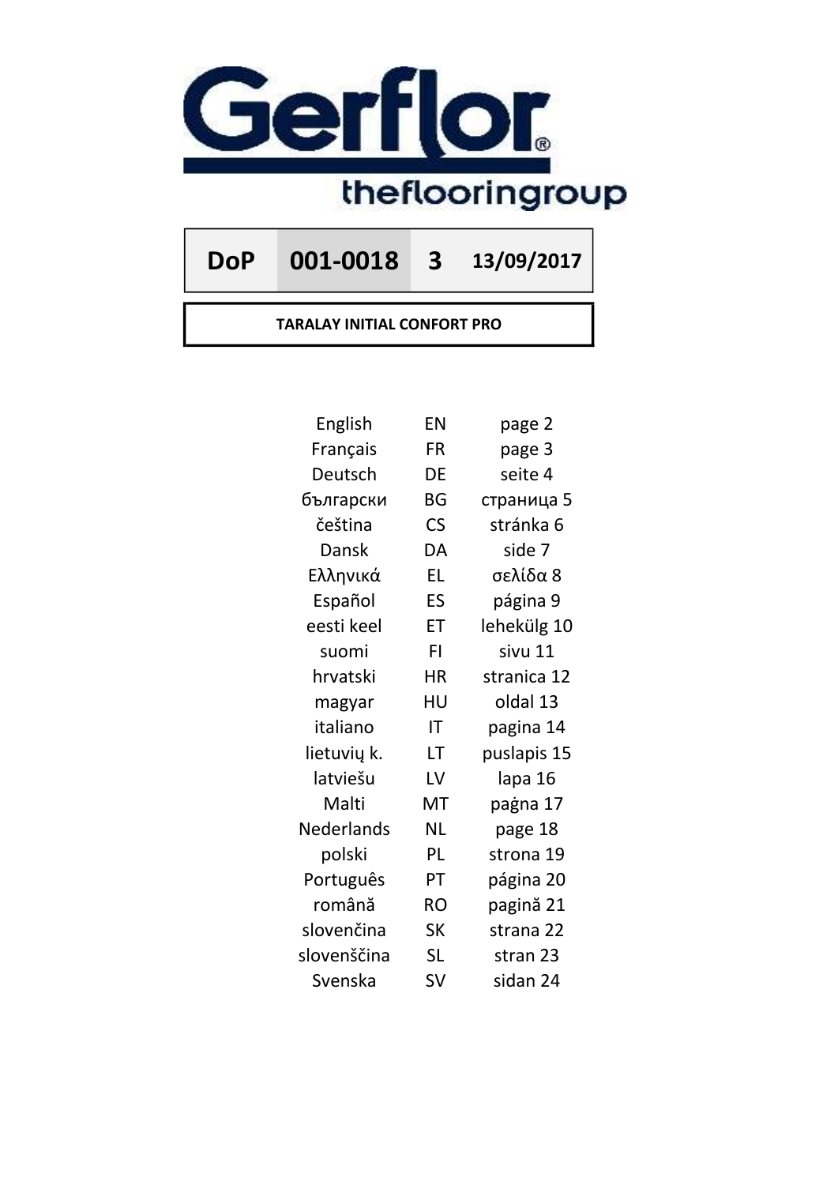Gerflor®
theflooringroup

| DoP | 001-0018 | 3 | 13/09/2017 |
|---|---|---|---|

**TARALAY INITIAL CONFORT PRO**

| | | |
|---|---|---|
| English | EN | page 2 |
| Français | FR | page 3 |
| Deutsch | DE | seite 4 |
| български | BG | страница 5 |
| čeština | CS | stránka 6 |
| Dansk | DA | side 7 |
| Ελληνικά | EL | σελίδα 8 |
| Español | ES | página 9 |
| eesti keel | ET | lehekülg 10 |
| suomi | FI | sivu 11 |
| hrvatski | HR | stranica 12 |
| magyar | HU | oldal 13 |
| italiano | IT | pagina 14 |
| lietuvių k. | LT | puslapis 15 |
| latviešu | LV | lapa 16 |
| Malti | MT | paġna 17 |
| Nederlands | NL | page 18 |
| polski | PL | strona 19 |
| Português | PT | página 20 |
| română | RO | pagină 21 |
| slovenčina | SK | strana 22 |
| slovenščina | SL | stran 23 |
| Svenska | SV | sidan 24 |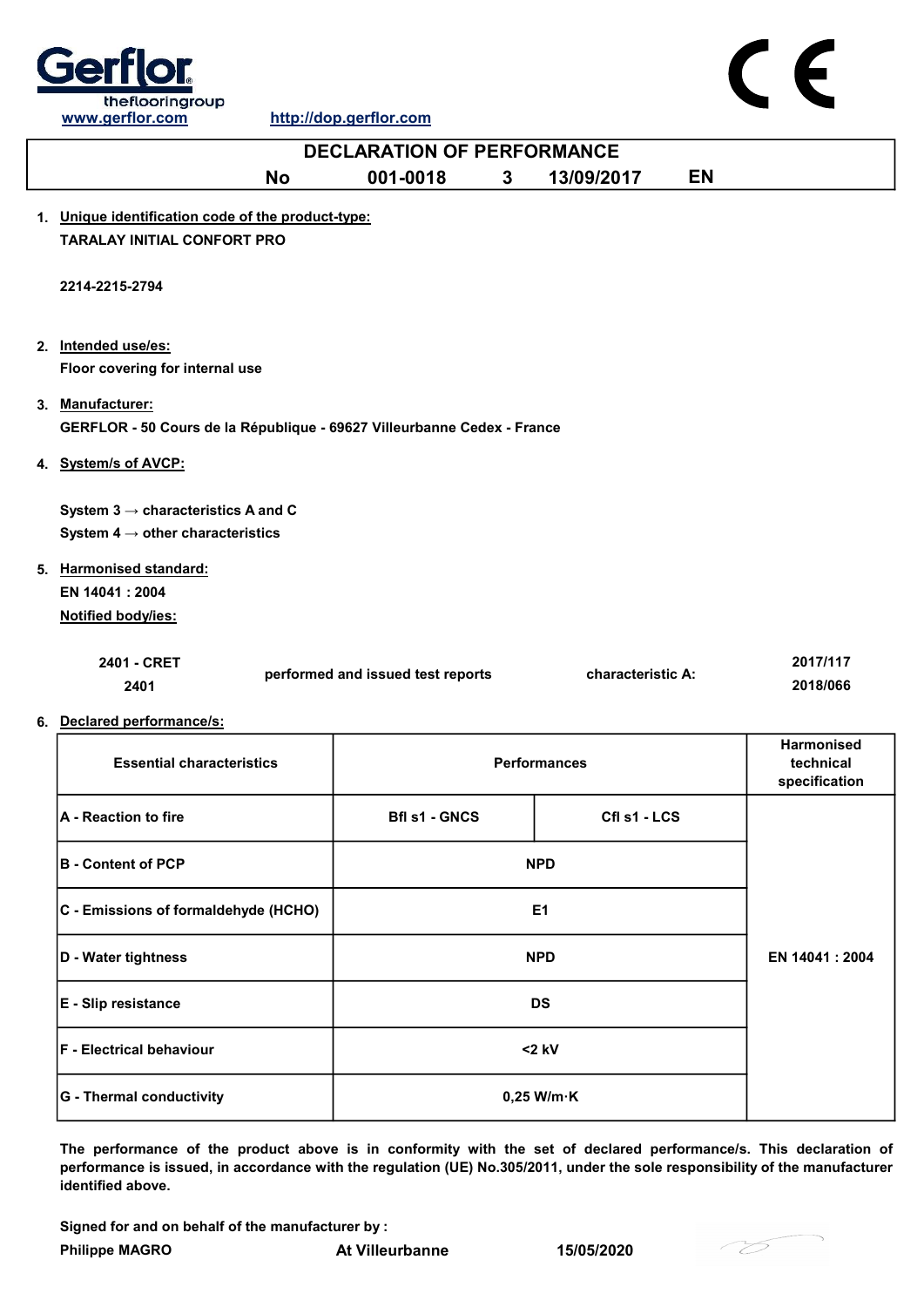www.gerflor.com http://dop.gerflor.com

# DECLARATION OF PERFORMANCE

**No 001-0018 3 13/09/2017 EN**

1. **Unique identification code of the product-type:**

   **TARALAY INITIAL CONFORT PRO**

   **2214-2215-2794**

2. **Intended use/es:**

   **Floor covering for internal use**

3. **Manufacturer:**

   **GERFLOR - 50 Cours de la République - 69627 Villeurbanne Cedex - France**

4. **System/s of AVCP:**

   **System 3 → characteristics A and C**

   **System 4 → other characteristics**

5. **Harmonised standard:**

   **EN 14041 : 2004**

   **Notified body/ies:**

| | | | |
|---|---|---|---|
| **2401 - CRET** | **performed and issued test reports** | **characteristic A:** | **2017/117** |
| **2401** | | | **2018/066** |

6. **Declared performance/s:**

| Essential characteristics | Performances | | Harmonised technical specification |
|---|---|---|---|
| **A - Reaction to fire** | **Bfl s1 - GNCS** | **Cfl s1 - LCS** | **EN 14041 : 2004** |
| **B - Content of PCP** | **NPD** | | |
| **C - Emissions of formaldehyde (HCHO)** | **E1** | | |
| **D - Water tightness** | **NPD** | | |
| **E - Slip resistance** | **DS** | | |
| **F - Electrical behaviour** | **<2 kV** | | |
| **G - Thermal conductivity** | **0,25 W/m·K** | | |

**The performance of the product above is in conformity with the set of declared performance/s. This declaration of performance is issued, in accordance with the regulation (UE) No.305/2011, under the sole responsibility of the manufacturer identified above.**

**Signed for and on behalf of the manufacturer by :**

**Philippe MAGRO** **At Villeurbanne** **15/05/2020**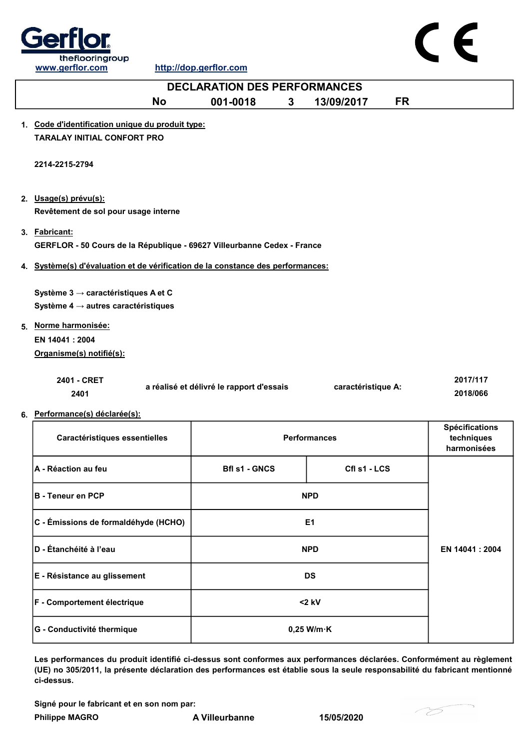www.gerflor.com http://dop.gerflor.com

# DECLARATION DES PERFORMANCES

**No 001-0018 3 13/09/2017 FR**

1. **Code d'identification unique du produit type:**

   **TARALAY INITIAL CONFORT PRO**

   **2214-2215-2794**

2. **Usage(s) prévu(s):**

   **Revêtement de sol pour usage interne**

3. **Fabricant:**

   **GERFLOR - 50 Cours de la République - 69627 Villeurbanne Cedex - France**

4. **Système(s) d'évaluation et de vérification de la constance des performances:**

   **Système 3 → caractéristiques A et C**
   **Système 4 → autres caractéristiques**

5. **Norme harmonisée:**

   **EN 14041 : 2004**

   **Organisme(s) notifié(s):**

   | | | | |
   |---|---|---|---|
   | **2401 - CRET** | **a réalisé et délivré le rapport d'essais** | **caractéristique A:** | **2017/117** |
   | **2401** | | | **2018/066** |

6. **Performance(s) déclarée(s):**

| Caractéristiques essentielles | Performances | | Spécifications techniques harmonisées |
|---|---|---|---|
| A - Réaction au feu | Bfl s1 - GNCS | Cfl s1 - LCS | EN 14041 : 2004 |
| B - Teneur en PCP | NPD | | |
| C - Émissions de formaldéhyde (HCHO) | E1 | | |
| D - Étanchéité à l'eau | NPD | | |
| E - Résistance au glissement | DS | | |
| F - Comportement électrique | <2 kV | | |
| G - Conductivité thermique | 0,25 W/m·K | | |

**Les performances du produit identifié ci-dessus sont conformes aux performances déclarées. Conformément au règlement (UE) no 305/2011, la présente déclaration des performances est établie sous la seule responsabilité du fabricant mentionné ci-dessus.**

**Signé pour le fabricant et en son nom par:**

**Philippe MAGRO** **A Villeurbanne** **15/05/2020**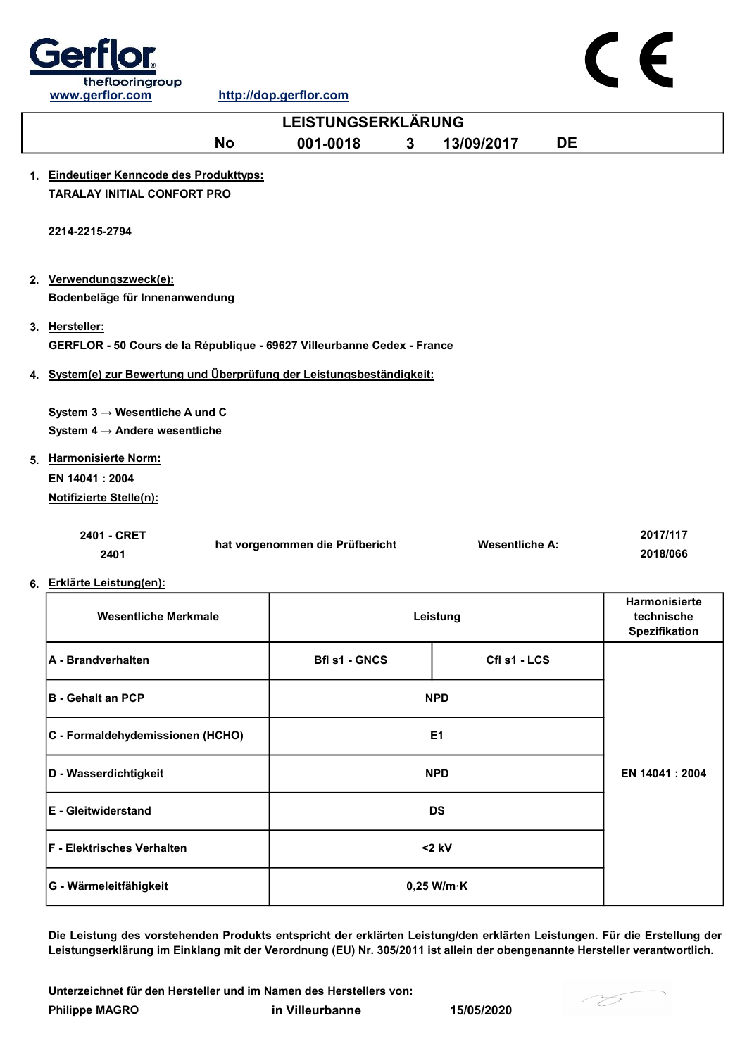www.gerflor.com http://dop.gerflor.com

# LEISTUNGSERKLÄRUNG

**No 001-0018 3 13/09/2017 DE**

1. **Eindeutiger Kenncode des Produkttyps:**

   **TARALAY INITIAL CONFORT PRO**

   **2214-2215-2794**

2. **Verwendungszweck(e):**

   **Bodenbeläge für Innenanwendung**

3. **Hersteller:**

   **GERFLOR - 50 Cours de la République - 69627 Villeurbanne Cedex - France**

4. **System(e) zur Bewertung und Überprüfung der Leistungsbeständigkeit:**

   **System 3 → Wesentliche A und C**
   **System 4 → Andere wesentliche**

5. **Harmonisierte Norm:**

   **EN 14041 : 2004**

   **Notifizierte Stelle(n):**

| | | | |
|---|---|---|---|
| 2401 - CRET | hat vorgenommen die Prüfbericht | Wesentliche A: | 2017/117 |
| 2401 | | | 2018/066 |

6. **Erklärte Leistung(en):**

| Wesentliche Merkmale | Leistung | | Harmonisierte technische Spezifikation |
|---|---|---|---|
| A - Brandverhalten | Bfl s1 - GNCS | Cfl s1 - LCS | EN 14041 : 2004 |
| B - Gehalt an PCP | NPD | | |
| C - Formaldehydemissionen (HCHO) | E1 | | |
| D - Wasserdichtigkeit | NPD | | |
| E - Gleitwiderstand | DS | | |
| F - Elektrisches Verhalten | <2 kV | | |
| G - Wärmeleitfähigkeit | 0,25 W/m·K | | |

**Die Leistung des vorstehenden Produkts entspricht der erklärten Leistung/den erklärten Leistungen. Für die Erstellung der Leistungserklärung im Einklang mit der Verordnung (EU) Nr. 305/2011 ist allein der obengenannte Hersteller verantwortlich.**

**Unterzeichnet für den Hersteller und im Namen des Herstellers von:**

**Philippe MAGRO in Villeurbanne 15/05/2020**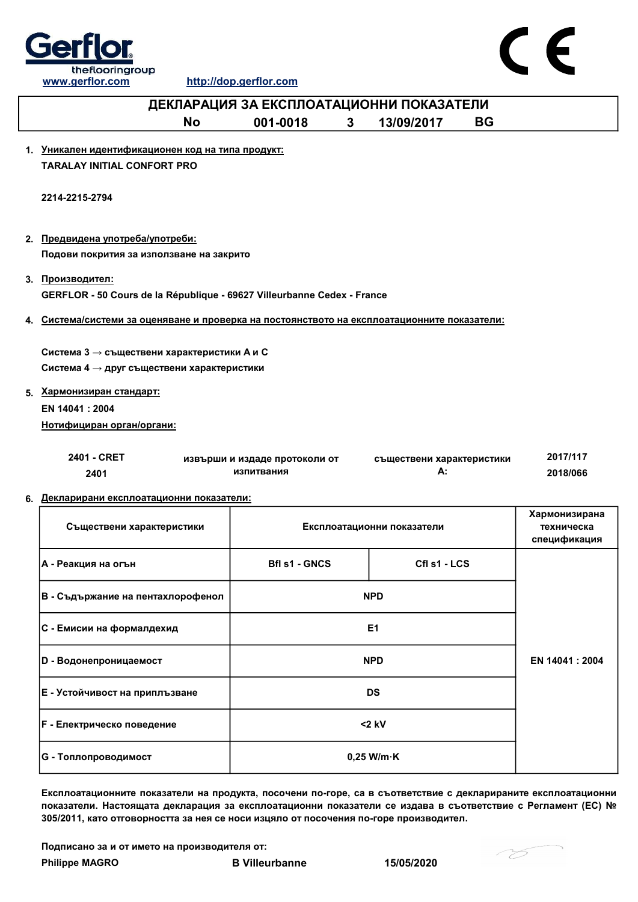www.gerflor.com http://dop.gerflor.com

# ДЕКЛАРАЦИЯ ЗА ЕКСПЛОАТАЦИОННИ ПОКАЗАТЕЛИ

**No 001-0018 3 13/09/2017 BG**

1. **Уникален идентификационен код на типа продукт:**

   **TARALAY INITIAL CONFORT PRO**

   **2214-2215-2794**

2. **Предвидена употреба/употреби:**

   **Подови покрития за използване на закрито**

3. **Производител:**

   **GERFLOR - 50 Cours de la République - 69627 Villeurbanne Cedex - France**

4. **Система/системи за оценяване и проверка на постоянството на експлоатационните показатели:**

   **Система 3 → съществени характеристики A и C**

   **Система 4 → друг съществени характеристики**

5. **Хармонизиран стандарт:**

   **EN 14041 : 2004**

   **Нотифициран орган/органи:**

| | | | |
|---|---|---|---|
| 2401 - CRET<br>2401 | извърши и издаде протоколи от изпитвания | съществени характеристики A: | 2017/117<br>2018/066 |

6. **Декларирани експлоатационни показатели:**

| Съществени характеристики | Експлоатационни показатели | | Хармонизирана техническа спецификация |
|---|---|---|---|
| A - Реакция на огън | Bfl s1 - GNCS | Cfl s1 - LCS | EN 14041 : 2004 |
| B - Съдържание на пентахлорофенол | NPD | | |
| C - Емисии на формалдехид | E1 | | |
| D - Водонепроницаемост | NPD | | |
| E - Устойчивост на приплъзване | DS | | |
| F - Електрическо поведение | <2 kV | | |
| G - Топлопроводимост | 0,25 W/m·K | | |

**Експлоатационните показатели на продукта, посочени по-горе, са в съответствие с декларираните експлоатационни показатели. Настоящата декларация за експлоатационни показатели се издава в съответствие с Регламент (ЕС) № 305/2011, като отговорността за нея се носи изцяло от посочения по-горе производител.**

**Подписано за и от името на производителя от:**

**Philippe MAGRO** **B Villeurbanne** **15/05/2020**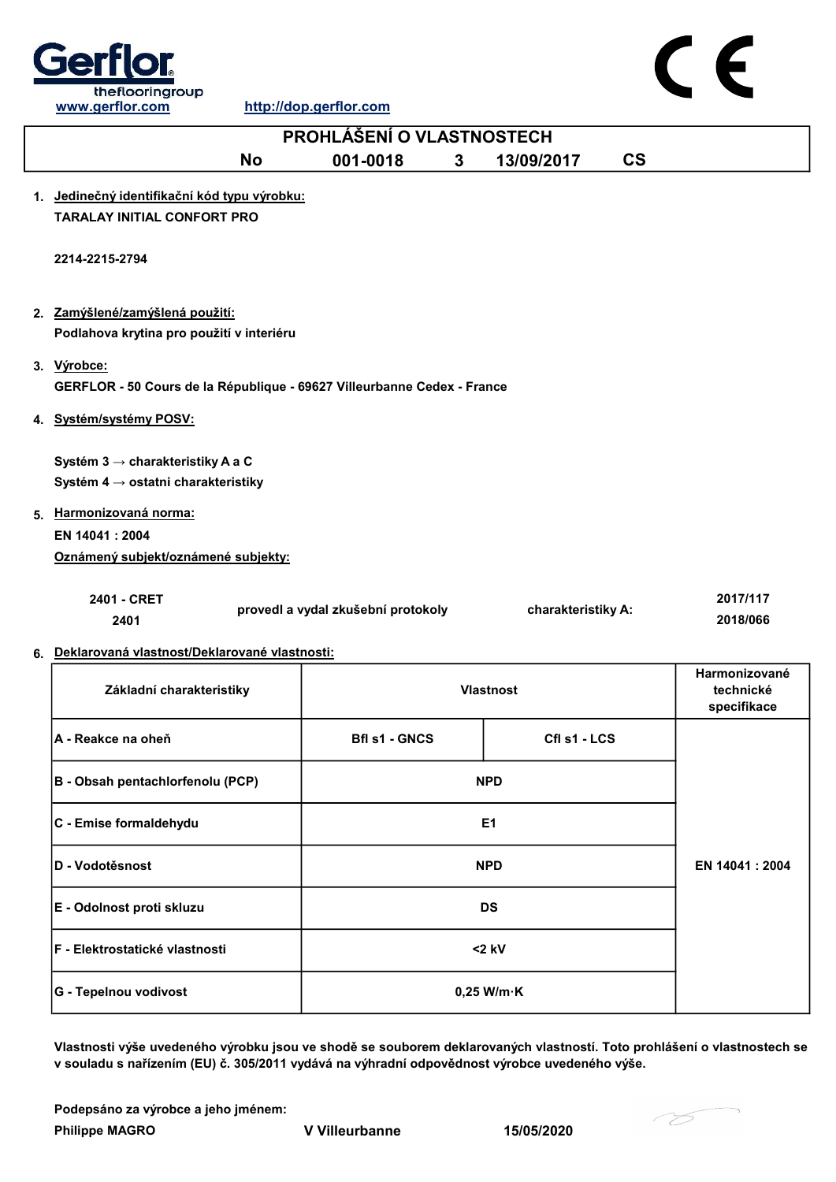Gerflor
theflooringgroup

www.gerflor.com http://dop.gerflor.com

# PROHLÁŠENÍ O VLASTNOSTECH

No 001-0018 3 13/09/2017 CS

1. Jedinečný identifikační kód typu výrobku:

   **TARALAY INITIAL CONFORT PRO**

   **2214-2215-2794**

2. Zamýšlené/zamýšlená použití:

   **Podlahova krytina pro použití v interiéru**

3. Výrobce:

   **GERFLOR - 50 Cours de la République - 69627 Villeurbanne Cedex - France**

4. Systém/systémy POSV:

   **Systém 3 → charakteristiky A a C**
   **Systém 4 → ostatni charakteristiky**

5. Harmonizovaná norma:

   **EN 14041 : 2004**

   Oznámený subjekt/oznámené subjekty:

| | | | |
|---|---|---|---|
| 2401 - CRET<br>2401 | provedl a vydal zkušební protokoly | charakteristiky A: | 2017/117<br>2018/066 |

6. Deklarovaná vlastnost/Deklarované vlastnosti:

| Základní charakteristiky | Vlastnost | | Harmonizované technické specifikace |
|---|---|---|---|
| A - Reakce na oheň | Bfl s1 - GNCS | Cfl s1 - LCS | EN 14041 : 2004 |
| B - Obsah pentachlorfenolu (PCP) | NPD | | |
| C - Emise formaldehydu | E1 | | |
| D - Vodotěsnost | NPD | | |
| E - Odolnost proti skluzu | DS | | |
| F - Elektrostatické vlastnosti | <2 kV | | |
| G - Tepelnou vodivost | 0,25 W/m·K | | |

Vlastnosti výše uvedeného výrobku jsou ve shodě se souborem deklarovaných vlastností. Toto prohlášení o vlastnostech se v souladu s nařízením (EU) č. 305/2011 vydává na výhradní odpovědnost výrobce uvedeného výše.

Podepsáno za výrobce a jeho jménem:

Philippe MAGRO V Villeurbanne 15/05/2020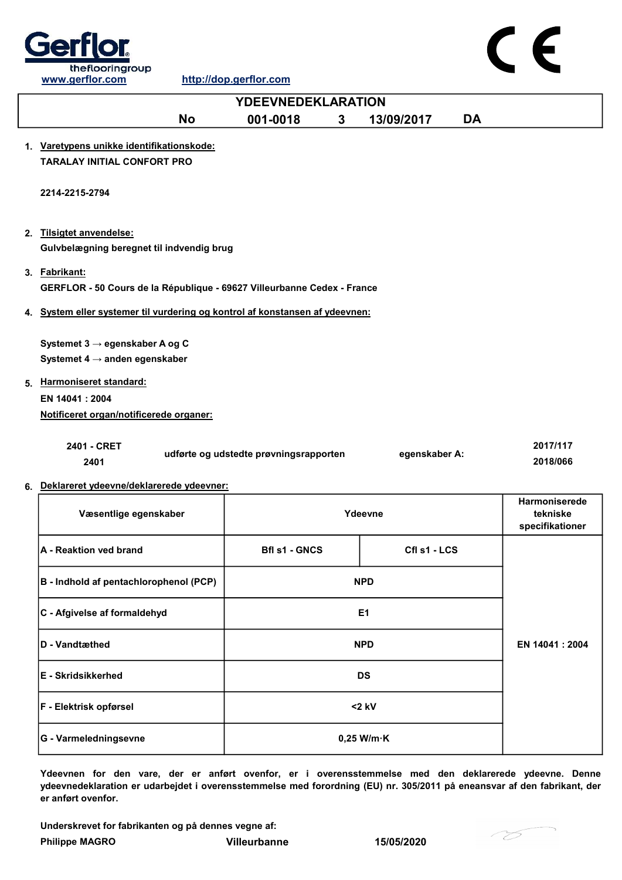Gerflor theflooringgroup

www.gerflor.com http://dop.gerflor.com

# YDEEVNEDEKLARATION

| No | 001-0018 | 3 | 13/09/2017 | DA |
|---|---|---|---|---|

1. **Varetypens unikke identifikationskode:**

   **TARALAY INITIAL CONFORT PRO**

   **2214-2215-2794**

2. **Tilsigtet anvendelse:**

   **Gulvbelægning beregnet til indvendig brug**

3. **Fabrikant:**

   **GERFLOR - 50 Cours de la République - 69627 Villeurbanne Cedex - France**

4. **System eller systemer til vurdering og kontrol af konstansen af ydeevnen:**

   **Systemet 3 → egenskaber A og C**

   **Systemet 4 → anden egenskaber**

5. **Harmoniseret standard:**

   **EN 14041 : 2004**

   **Notificeret organ/notificerede organer:**

| | | | |
|---|---|---|---|
| 2401 - CRET<br>2401 | udførte og udstedte prøvningsrapporten | egenskaber A: | 2017/117<br>2018/066 |

6. **Deklareret ydeevne/deklarerede ydeevner:**

| Væsentlige egenskaber | Ydeevne | | Harmoniserede tekniske specifikationer |
|---|---|---|---|
| A - Reaktion ved brand | Bfl s1 - GNCS | Cfl s1 - LCS | EN 14041 : 2004 |
| B - Indhold af pentachlorophenol (PCP) | NPD | | |
| C - Afgivelse af formaldehyd | E1 | | |
| D - Vandtæthed | NPD | | |
| E - Skridsikkerhed | DS | | |
| F - Elektrisk opførsel | <2 kV | | |
| G - Varmeledningsevne | 0,25 W/m·K | | |

**Ydeevnen for den vare, der er anført ovenfor, er i overensstemmelse med den deklarerede ydeevne. Denne ydeevnedeklaration er udarbejdet i overensstemmelse med forordning (EU) nr. 305/2011 på eneansvar af den fabrikant, der er anført ovenfor.**

**Underskrevet for fabrikanten og på dennes vegne af:**

**Philippe MAGRO** **Villeurbanne** **15/05/2020**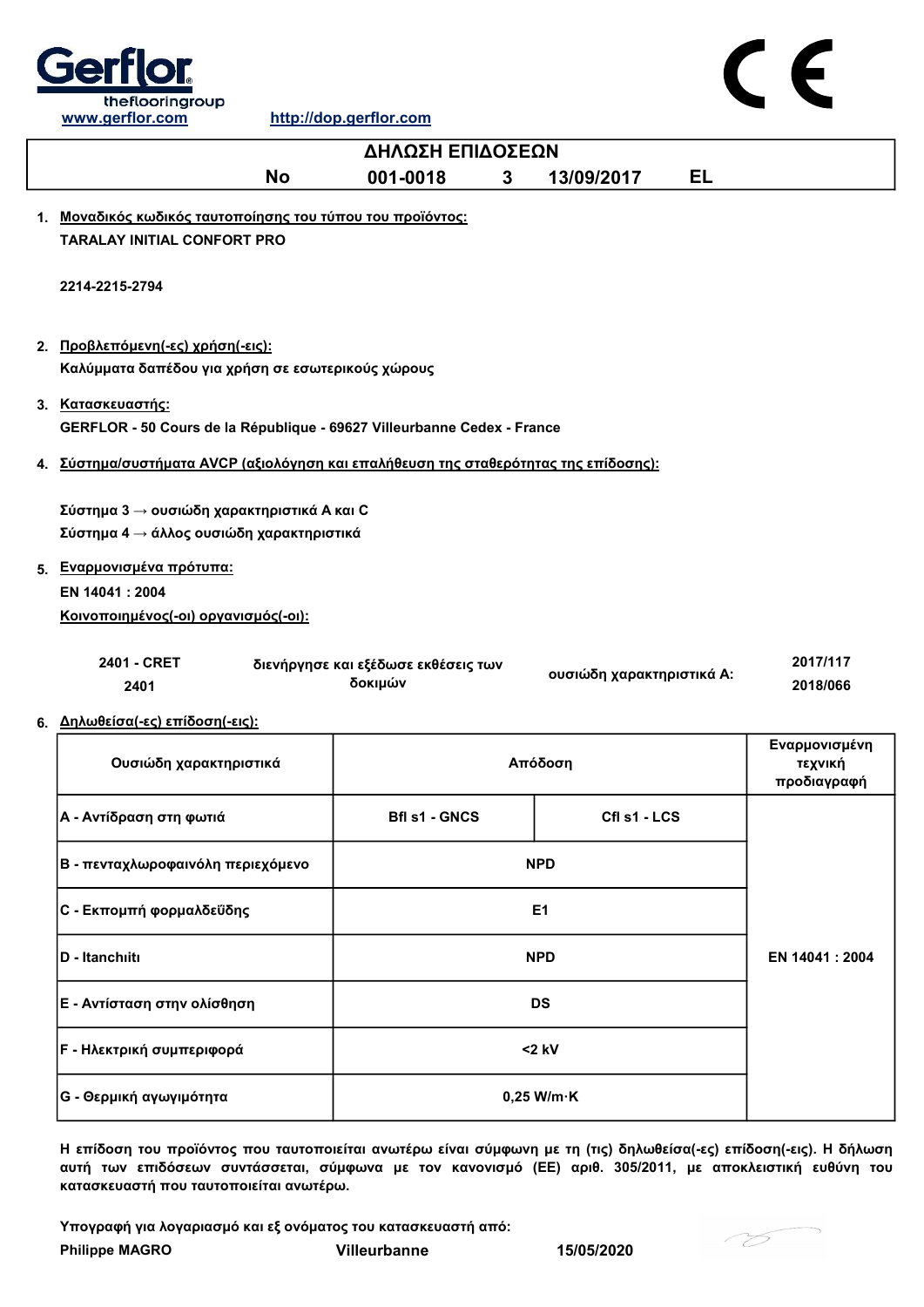Gerflor theflooringgroup

www.gerflor.com http://dop.gerflor.com

# ΔΗΛΩΣΗ ΕΠΙΔΟΣΕΩΝ

**No 001-0018 3 13/09/2017 EL**

1. **Μοναδικός κωδικός ταυτοποίησης του τύπου του προϊόντος:**

   **TARALAY INITIAL CONFORT PRO**

   **2214-2215-2794**

2. **Προβλεπόμενη(-ες) χρήση(-εις):**

   **Καλύμματα δαπέδου για χρήση σε εσωτερικούς χώρους**

3. **Κατασκευαστής:**

   **GERFLOR - 50 Cours de la République - 69627 Villeurbanne Cedex - France**

4. **Σύστημα/συστήματα AVCP (αξιολόγηση και επαλήθευση της σταθερότητας της επίδοσης):**

   **Σύστημα 3 → ουσιώδη χαρακτηριστικά A και C**

   **Σύστημα 4 → άλλος ουσιώδη χαρακτηριστικά**

5. **Εναρμονισμένα πρότυπα:**

   **EN 14041 : 2004**

   **Κοινοποιημένος(-οι) οργανισμός(-οι):**

| | | | |
|---|---|---|---|
| 2401 - CRET<br>2401 | διενήργησε και εξέδωσε εκθέσεις των δοκιμών | ουσιώδη χαρακτηριστικά A: | 2017/117<br>2018/066 |

6. **Δηλωθείσα(-ες) επίδοση(-εις):**

| Ουσιώδη χαρακτηριστικά | Απόδοση | | Εναρμονισμένη τεχνική προδιαγραφή |
|---|---|---|---|
| A - Αντίδραση στη φωτιά | Bfl s1 - GNCS | Cfl s1 - LCS | EN 14041 : 2004 |
| B - πενταχλωροφαινόλη περιεχόμενο | NPD | | |
| C - Εκπομπή φορμαλδεΰδης | E1 | | |
| D - Itanchıitı | NPD | | |
| E - Αντίσταση στην ολίσθηση | DS | | |
| F - Ηλεκτρική συμπεριφορά | <2 kV | | |
| G - Θερμική αγωγιμότητα | 0,25 W/m·K | | |

**Η επίδοση του προϊόντος που ταυτοποιείται ανωτέρω είναι σύμφωνη με τη (τις) δηλωθείσα(-ες) επίδοση(-εις). Η δήλωση αυτή των επιδόσεων συντάσσεται, σύμφωνα με τον κανονισμό (ΕΕ) αριθ. 305/2011, με αποκλειστική ευθύνη του κατασκευαστή που ταυτοποιείται ανωτέρω.**

**Υπογραφή για λογαριασμό και εξ ονόματος του κατασκευαστή από:**

**Philippe MAGRO** Villeurbanne 15/05/2020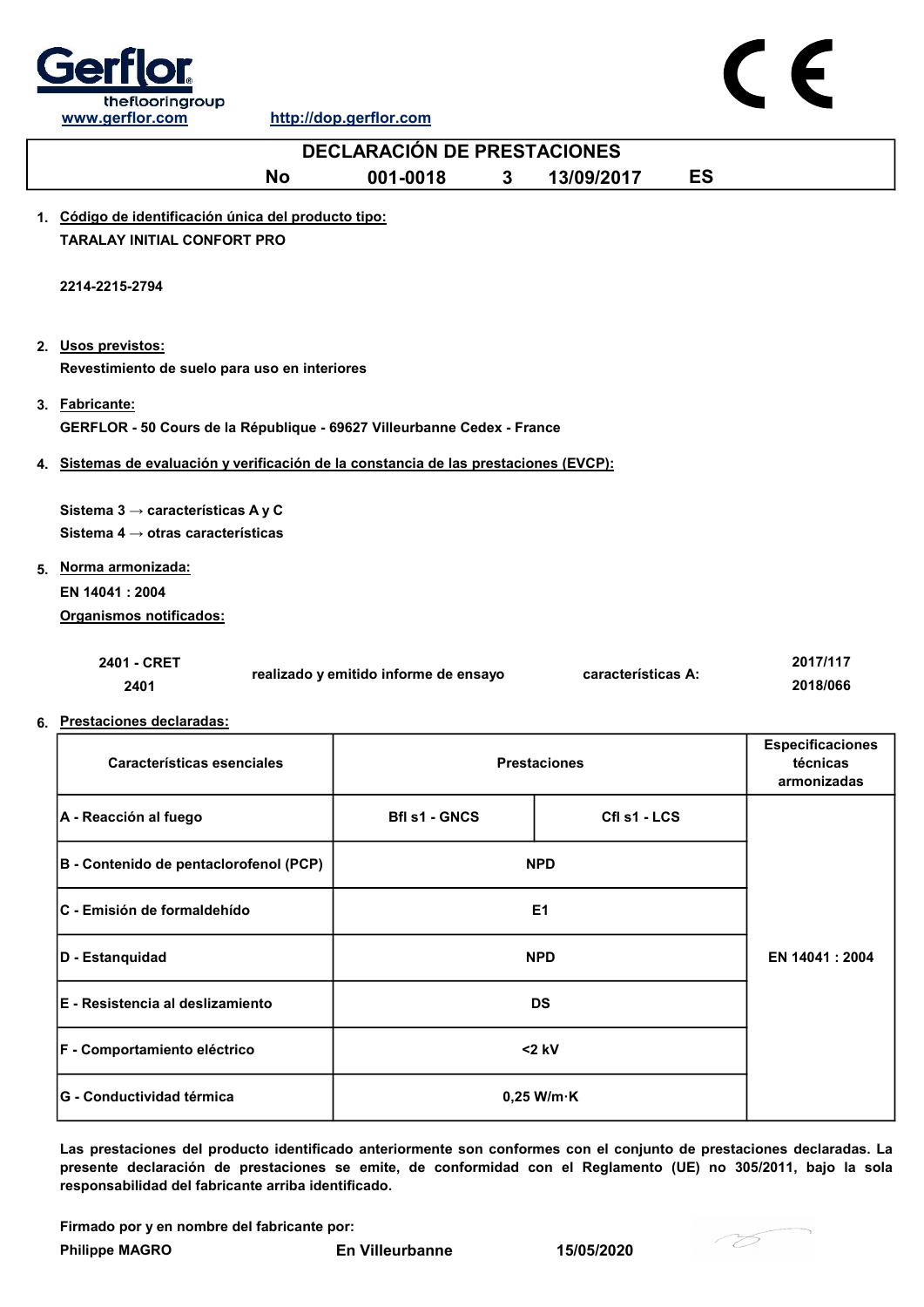Gerflor theflooringgroup

www.gerflor.com http://dop.gerflor.com

CE

# DECLARACIÓN DE PRESTACIONES

**No 001-0018 3 13/09/2017 ES**

1. **Código de identificación única del producto tipo:**

   **TARALAY INITIAL CONFORT PRO**

   **2214-2215-2794**

2. **Usos previstos:**

   **Revestimiento de suelo para uso en interiores**

3. **Fabricante:**

   **GERFLOR - 50 Cours de la République - 69627 Villeurbanne Cedex - France**

4. **Sistemas de evaluación y verificación de la constancia de las prestaciones (EVCP):**

   **Sistema 3 → características A y C**

   **Sistema 4 → otras características**

5. **Norma armonizada:**

   **EN 14041 : 2004**

   **Organismos notificados:**

| | | | |
|---|---|---|---|
| 2401 - CRET<br>2401 | realizado y emitido informe de ensayo | características A: | 2017/117<br>2018/066 |

6. **Prestaciones declaradas:**

| Características esenciales | Prestaciones | | Especificaciones técnicas armonizadas |
|---|---|---|---|
| A - Reacción al fuego | Bfl s1 - GNCS | Cfl s1 - LCS | EN 14041 : 2004 |
| B - Contenido de pentaclorofenol (PCP) | NPD | | |
| C - Emisión de formaldehído | E1 | | |
| D - Estanquidad | NPD | | |
| E - Resistencia al deslizamiento | DS | | |
| F - Comportamiento eléctrico | <2 kV | | |
| G - Conductividad térmica | 0,25 W/m·K | | |

**Las prestaciones del producto identificado anteriormente son conformes con el conjunto de prestaciones declaradas. La presente declaración de prestaciones se emite, de conformidad con el Reglamento (UE) no 305/2011, bajo la sola responsabilidad del fabricante arriba identificado.**

**Firmado por y en nombre del fabricante por:**

**Philippe MAGRO** **En Villeurbanne** **15/05/2020**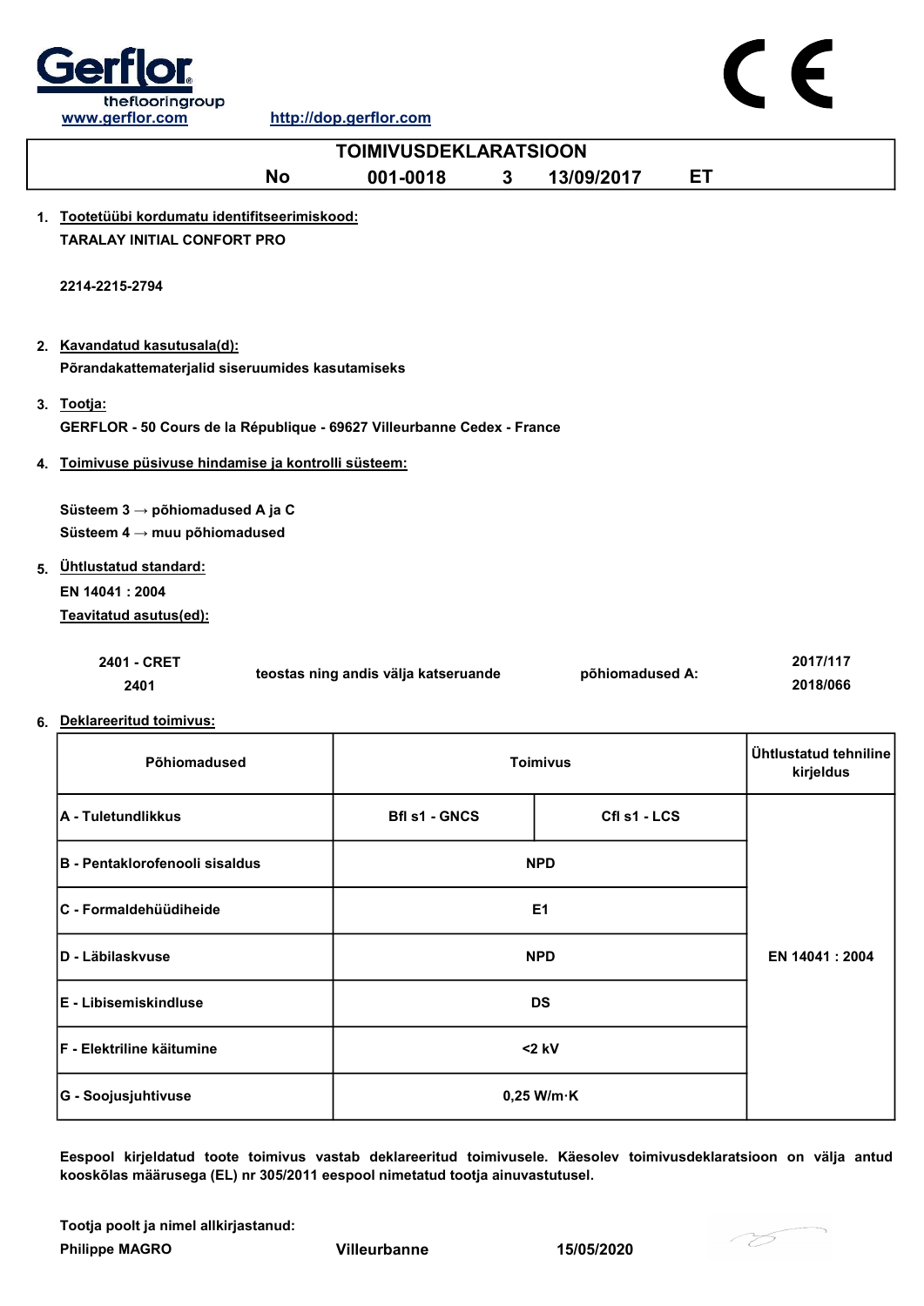www.gerflor.com http://dop.gerflor.com

# TOIMIVUSDEKLARATSIOON

**No 001-0018 3 13/09/2017 ET**

1. **Tootetüübi kordumatu identifitseerimiskood:**
   **TARALAY INITIAL CONFORT PRO**

   **2214-2215-2794**

2. **Kavandatud kasutusala(d):**
   **Põrandakattematerjalid siseruumides kasutamiseks**

3. **Tootja:**
   **GERFLOR - 50 Cours de la République - 69627 Villeurbanne Cedex - France**

4. **Toimivuse püsivuse hindamise ja kontrolli süsteem:**

   **Süsteem 3 → põhiomadused A ja C**
   **Süsteem 4 → muu põhiomadused**

5. **Ühtlustatud standard:**
   **EN 14041 : 2004**
   **Teavitatud asutus(ed):**

| | | | |
|---|---|---|---|
| 2401 - CRET<br>2401 | teostas ning andis välja katseruande | põhiomadused A: | 2017/117<br>2018/066 |

6. **Deklareeritud toimivus:**

| Põhiomadused | Toimivus | | Ühtlustatud tehniline kirjeldus |
|---|---|---|---|
| A - Tuletundlikkus | Bfl s1 - GNCS | Cfl s1 - LCS | EN 14041 : 2004 |
| B - Pentaklorofenooli sisaldus | NPD | | |
| C - Formaldehüüdiheide | E1 | | |
| D - Läbilaskvuse | NPD | | |
| E - Libisemiskindluse | DS | | |
| F - Elektriline käitumine | <2 kV | | |
| G - Soojusjuhtivuse | 0,25 W/m·K | | |

**Eespool kirjeldatud toote toimivus vastab deklareeritud toimivusele. Käesolev toimivusdeklaratsioon on välja antud kooskõlas määrusega (EL) nr 305/2011 eespool nimetatud tootja ainuvastutusel.**

**Tootja poolt ja nimel allkirjastanud:**
**Philippe MAGRO** **Villeurbanne** **15/05/2020**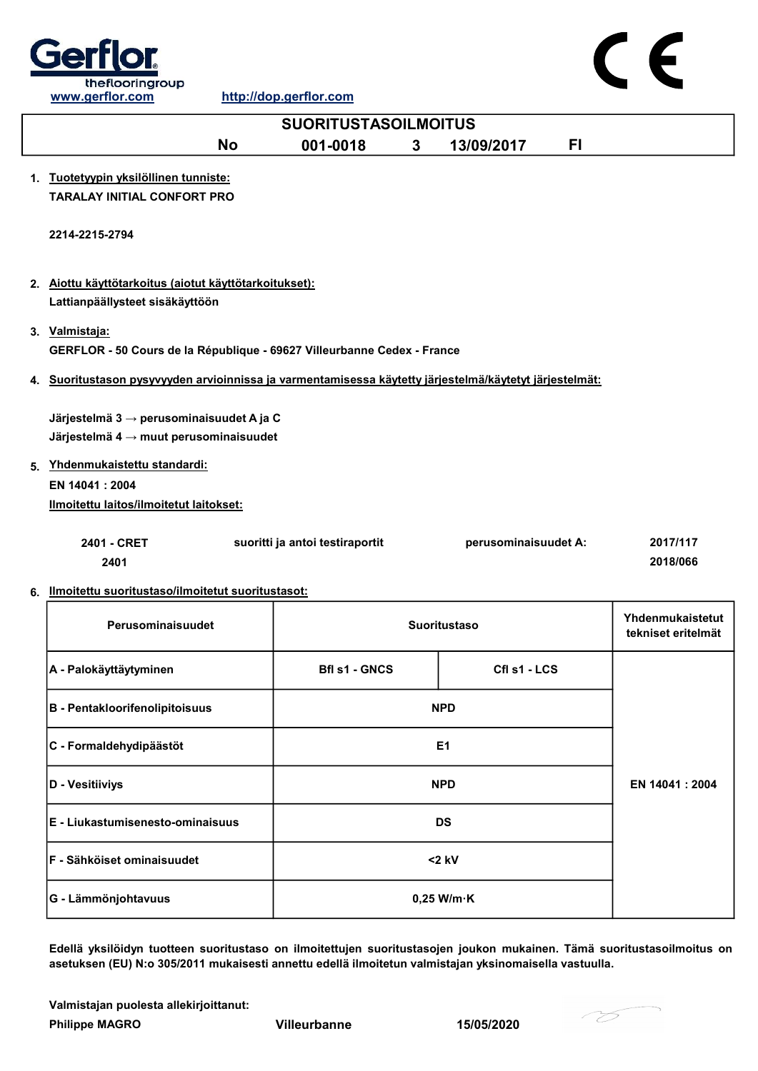Gerflor theflooringgroup

www.gerflor.com http://dop.gerflor.com

CE

| SUORITUSTASOILMOITUS | | | | |
|---|---|---|---|---|
| No | 001-0018 | 3 | 13/09/2017 | FI |

1. **Tuotetyypin yksilöllinen tunniste:**
   TARALAY INITIAL CONFORT PRO

   2214-2215-2794

2. **Aiottu käyttötarkoitus (aiotut käyttötarkoitukset):**
   Lattianpäällysteet sisäkäyttöön

3. **Valmistaja:**
   GERFLOR - 50 Cours de la République - 69627 Villeurbanne Cedex - France

4. **Suoritustason pysyvyyden arvioinnissa ja varmentamisessa käytetty järjestelmä/käytetyt järjestelmät:**

   Järjestelmä 3 → perusominaisuudet A ja C
   Järjestelmä 4 → muut perusominaisuudet

5. **Yhdenmukaistettu standardi:**
   EN 14041 : 2004
   **Ilmoitettu laitos/ilmoitetut laitokset:**

| | | | |
|---|---|---|---|
| 2401 - CRET | suoritti ja antoi testiraportit | perusominaisuudet A: | 2017/117 |
| 2401 | | | 2018/066 |

6. **Ilmoitettu suoritustaso/ilmoitetut suoritustasot:**

| Perusominaisuudet | Suoritustaso | | Yhdenmukaistetut tekniset eritelmät |
|---|---|---|---|
| A - Palokäyttäytyminen | Bfl s1 - GNCS | Cfl s1 - LCS | EN 14041 : 2004 |
| B - Pentakloorifenolipitoisuus | NPD | | |
| C - Formaldehydipäästöt | E1 | | |
| D - Vesitiiviys | NPD | | |
| E - Liukastumisenesto-ominaisuus | DS | | |
| F - Sähköiset ominaisuudet | <2 kV | | |
| G - Lämmönjohtavuus | 0,25 W/m·K | | |

Edellä yksilöidyn tuotteen suoritustaso on ilmoitettujen suoritustasojen joukon mukainen. Tämä suoritustasoilmoitus on asetuksen (EU) N:o 305/2011 mukaisesti annettu edellä ilmoitetun valmistajan yksinomaisella vastuulla.

Valmistajan puolesta allekirjoittanut:
Philippe MAGRO Villeurbanne 15/05/2020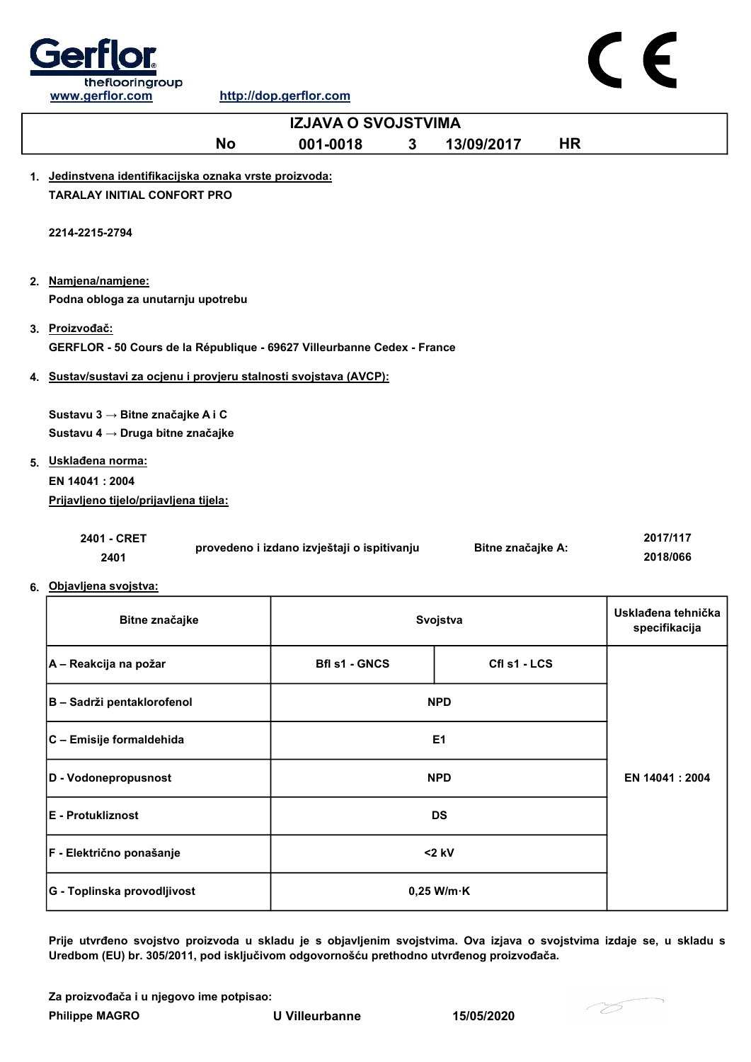Gerflor
theflooringgroup
www.gerflor.com http://dop.gerflor.com

# IZJAVA O SVOJSTVIMA

**No 001-0018 3 13/09/2017 HR**

1. Jedinstvena identifikacijska oznaka vrste proizvoda:
   **TARALAY INITIAL CONFORT PRO**

   **2214-2215-2794**

2. Namjena/namjene:
   **Podna obloga za unutarnju upotrebu**

3. Proizvođač:
   **GERFLOR - 50 Cours de la République - 69627 Villeurbanne Cedex - France**

4. Sustav/sustavi za ocjenu i provjeru stalnosti svojstava (AVCP):

   **Sustavu 3 → Bitne značajke A i C**
   **Sustavu 4 → Druga bitne značajke**

5. Usklađena norma:
   **EN 14041 : 2004**
   Prijavljeno tijelo/prijavljena tijela:

| | | | |
|---|---|---|---|
| 2401 - CRET<br>2401 | provedeno i izdano izvještaji o ispitivanju | Bitne značajke A: | 2017/117<br>2018/066 |

6. Objavljena svojstva:

| Bitne značajke | Svojstva | | Usklađena tehnička specifikacija |
|---|---|---|---|
| A – Reakcija na požar | Bfl s1 - GNCS | Cfl s1 - LCS | EN 14041 : 2004 |
| B – Sadrži pentaklorofenol | NPD | | |
| C – Emisije formaldehida | E1 | | |
| D - Vodonepropusnost | NPD | | |
| E - Protukliznost | DS | | |
| F - Električno ponašanje | <2 kV | | |
| G - Toplinska provodljivost | 0,25 W/m·K | | |

**Prije utvrđeno svojstvo proizvoda u skladu je s objavljenim svojstvima. Ova izjava o svojstvima izdaje se, u skladu s Uredbom (EU) br. 305/2011, pod isključivom odgovornošću prethodno utvrđenog proizvođača.**

**Za proizvođača i u njegovo ime potpisao:**
**Philippe MAGRO U Villeurbanne 15/05/2020**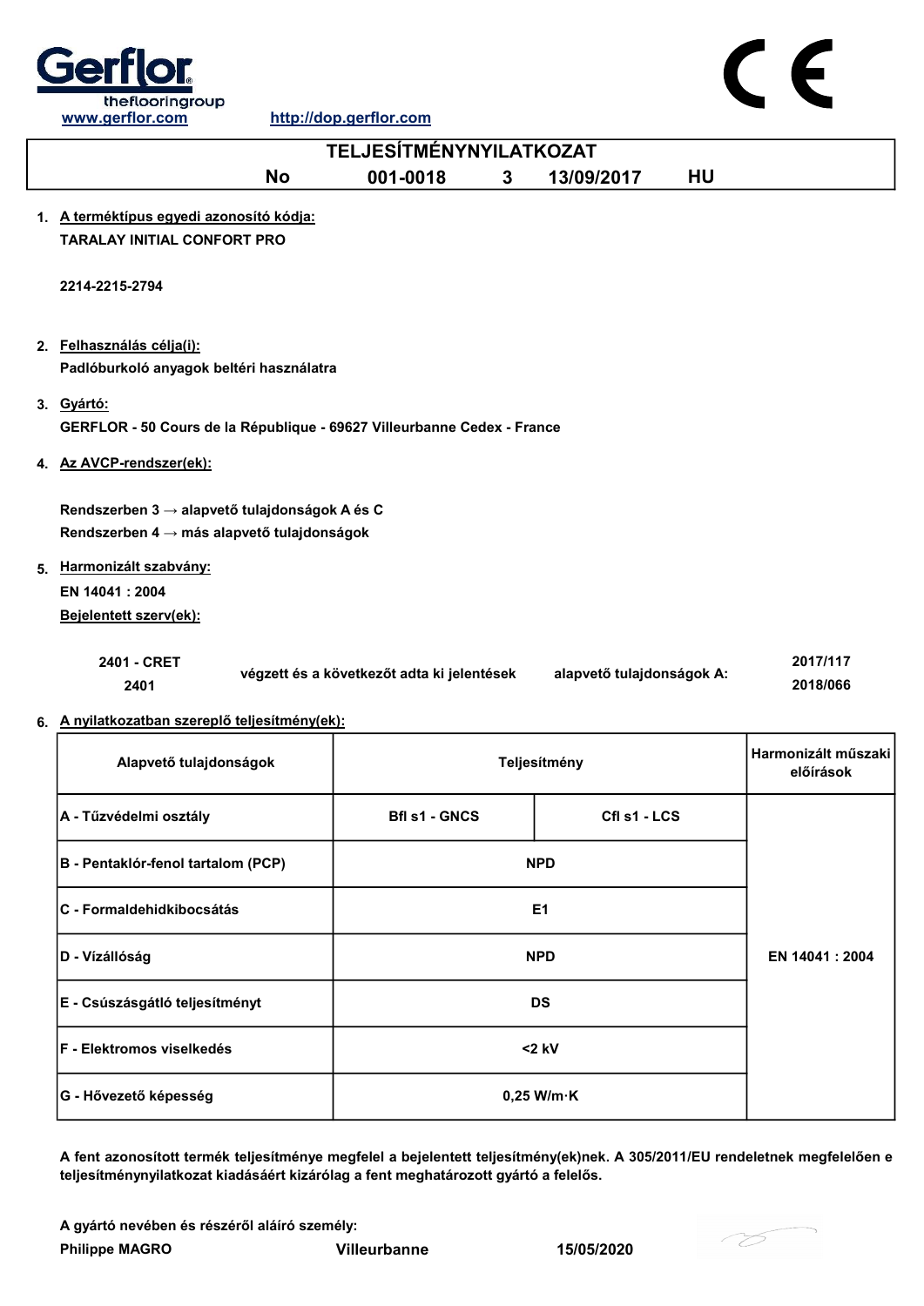www.gerflor.com http://dop.gerflor.com

CE

# TELJESÍTMÉNYNYILATKOZAT

**No 001-0018 3 13/09/2017 HU**

1. A terméktípus egyedi azonosító kódja:
   **TARALAY INITIAL CONFORT PRO**

   **2214-2215-2794**

2. Felhasználás célja(i):
   **Padlóburkoló anyagok beltéri használatra**

3. Gyártó:
   **GERFLOR - 50 Cours de la République - 69627 Villeurbanne Cedex - France**

4. Az AVCP-rendszer(ek):

   **Rendszerben 3 → alapvető tulajdonságok A és C**
   **Rendszerben 4 → más alapvető tulajdonságok**

5. Harmonizált szabvány:
   **EN 14041 : 2004**
   Bejelentett szerv(ek):

   | | | | |
   |---|---|---|---|
   | 2401 - CRET<br>2401 | végzett és a következőt adta ki jelentések | alapvető tulajdonságok A: | 2017/117<br>2018/066 |

6. A nyilatkozatban szereplő teljesítmény(ek):

| Alapvető tulajdonságok | Teljesítmény | | Harmonizált műszaki előírások |
|---|---|---|---|
| A - Tűzvédelmi osztály | Bfl s1 - GNCS | Cfl s1 - LCS | EN 14041 : 2004 |
| B - Pentaklór-fenol tartalom (PCP) | NPD | | |
| C - Formaldehidkibocsátás | E1 | | |
| D - Vízállóság | NPD | | |
| E - Csúszásgátló teljesítményt | DS | | |
| F - Elektromos viselkedés | <2 kV | | |
| G - Hővezető képesség | 0,25 W/m·K | | |

**A fent azonosított termék teljesítménye megfelel a bejelentett teljesítmény(ek)nek. A 305/2011/EU rendeletnek megfelelően e teljesítménynyilatkozat kiadásáért kizárólag a fent meghatározott gyártó a felelős.**

**A gyártó nevében és részéről aláíró személy:**
**Philippe MAGRO** **Villeurbanne** **15/05/2020**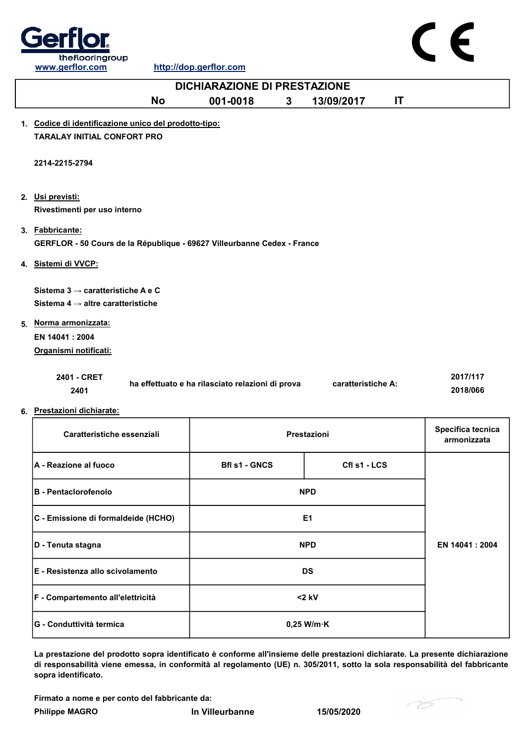Gerflor
theflooringgroup
www.gerflor.com http://dop.gerflor.com

CE

# DICHIARAZIONE DI PRESTAZIONE

**No 001-0018 3 13/09/2017 IT**

1. **Codice di identificazione unico del prodotto-tipo:**

   **TARALAY INITIAL CONFORT PRO**

   **2214-2215-2794**

2. **Usi previsti:**

   **Rivestimenti per uso interno**

3. **Fabbricante:**

   **GERFLOR - 50 Cours de la République - 69627 Villeurbanne Cedex - France**

4. **Sistemi di VVCP:**

   **Sistema 3 → caratteristiche A e C**
   **Sistema 4 → altre caratteristiche**

5. **Norma armonizzata:**

   **EN 14041 : 2004**

   **Organismi notificati:**

| | | | |
|---|---|---|---|
| 2401 - CRET<br>2401 | ha effettuato e ha rilasciato relazioni di prova | caratteristiche A: | 2017/117<br>2018/066 |

6. **Prestazioni dichiarate:**

| Caratteristiche essenziali | Prestazioni | | Specifica tecnica armonizzata |
|---|---|---|---|
| A - Reazione al fuoco | Bfl s1 - GNCS | Cfl s1 - LCS | EN 14041 : 2004 |
| B - Pentaclorofenolo | NPD | | |
| C - Emissione di formaldeide (HCHO) | E1 | | |
| D - Tenuta stagna | NPD | | |
| E - Resistenza allo scivolamento | DS | | |
| F - Compartemento all'elettricità | <2 kV | | |
| G - Conduttività termica | 0,25 W/m·K | | |

**La prestazione del prodotto sopra identificato è conforme all'insieme delle prestazioni dichiarate. La presente dichiarazione di responsabilità viene emessa, in conformità al regolamento (UE) n. 305/2011, sotto la sola responsabilità del fabbricante sopra identificato.**

**Firmato a nome e per conto del fabbricante da:**

**Philippe MAGRO** **In Villeurbanne** **15/05/2020**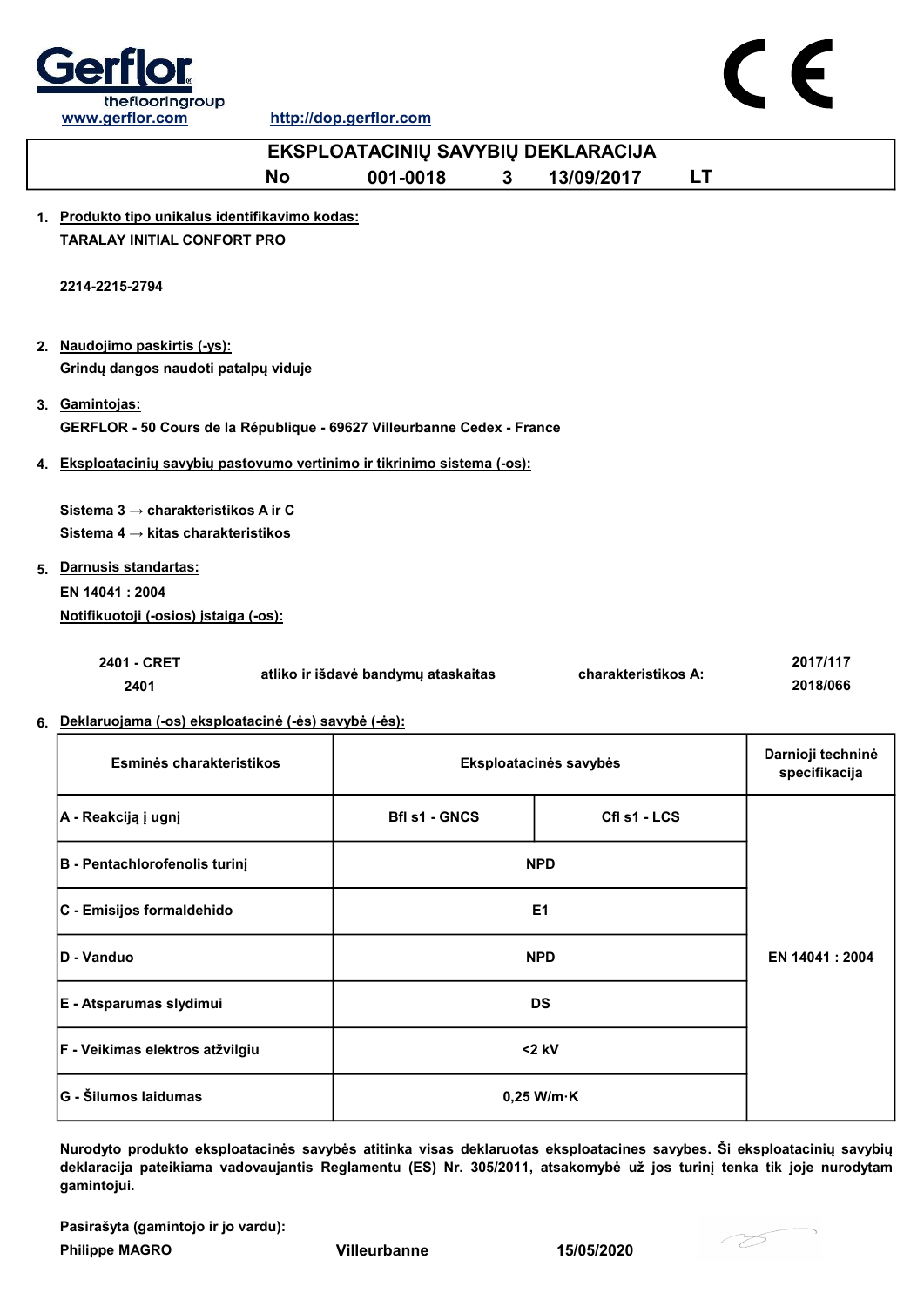Gerflor
theflooringgroup
www.gerflor.com http://dop.gerflor.com

# EKSPLOATACINIŲ SAVYBIŲ DEKLARACIJA

**No 001-0018 3 13/09/2017 LT**

1. Produkto tipo unikalus identifikavimo kodas:
   **TARALAY INITIAL CONFORT PRO**

   **2214-2215-2794**

2. Naudojimo paskirtis (-ys):
   **Grindų dangos naudoti patalpų viduje**

3. Gamintojas:
   **GERFLOR - 50 Cours de la République - 69627 Villeurbanne Cedex - France**

4. Eksploatacinių savybių pastovumo vertinimo ir tikrinimo sistema (-os):

   **Sistema 3 → charakteristikos A ir C**
   **Sistema 4 → kitas charakteristikos**

5. Darnusis standartas:
   **EN 14041 : 2004**
   Notifikuotoji (-osios) įstaiga (-os):

| | | | |
|---|---|---|---|
| 2401 - CRET<br>2401 | atliko ir išdavė bandymų ataskaitas | charakteristikos A: | 2017/117<br>2018/066 |

6. Deklaruojama (-os) eksploatacinė (-ės) savybė (-ės):

| Esminės charakteristikos | Eksploatacinės savybės | | Darnioji techninė specifikacija |
|---|---|---|---|
| A - Reakciją į ugnį | Bfl s1 - GNCS | Cfl s1 - LCS | EN 14041 : 2004 |
| B - Pentachlorofenolis turinį | NPD | | |
| C - Emisijos formaldehido | E1 | | |
| D - Vanduo | NPD | | |
| E - Atsparumas slydimui | DS | | |
| F - Veikimas elektros atžvilgiu | <2 kV | | |
| G - Šilumos laidumas | 0,25 W/m·K | | |

**Nurodyto produkto eksploatacinės savybės atitinka visas deklaruotas eksploatacines savybes. Ši eksploatacinių savybių deklaracija pateikiama vadovaujantis Reglamentu (ES) Nr. 305/2011, atsakomybė už jos turinį tenka tik joje nurodytam gamintojui.**

**Pasirašyta (gamintojo ir jo vardu):**
**Philippe MAGRO** **Villeurbanne** **15/05/2020**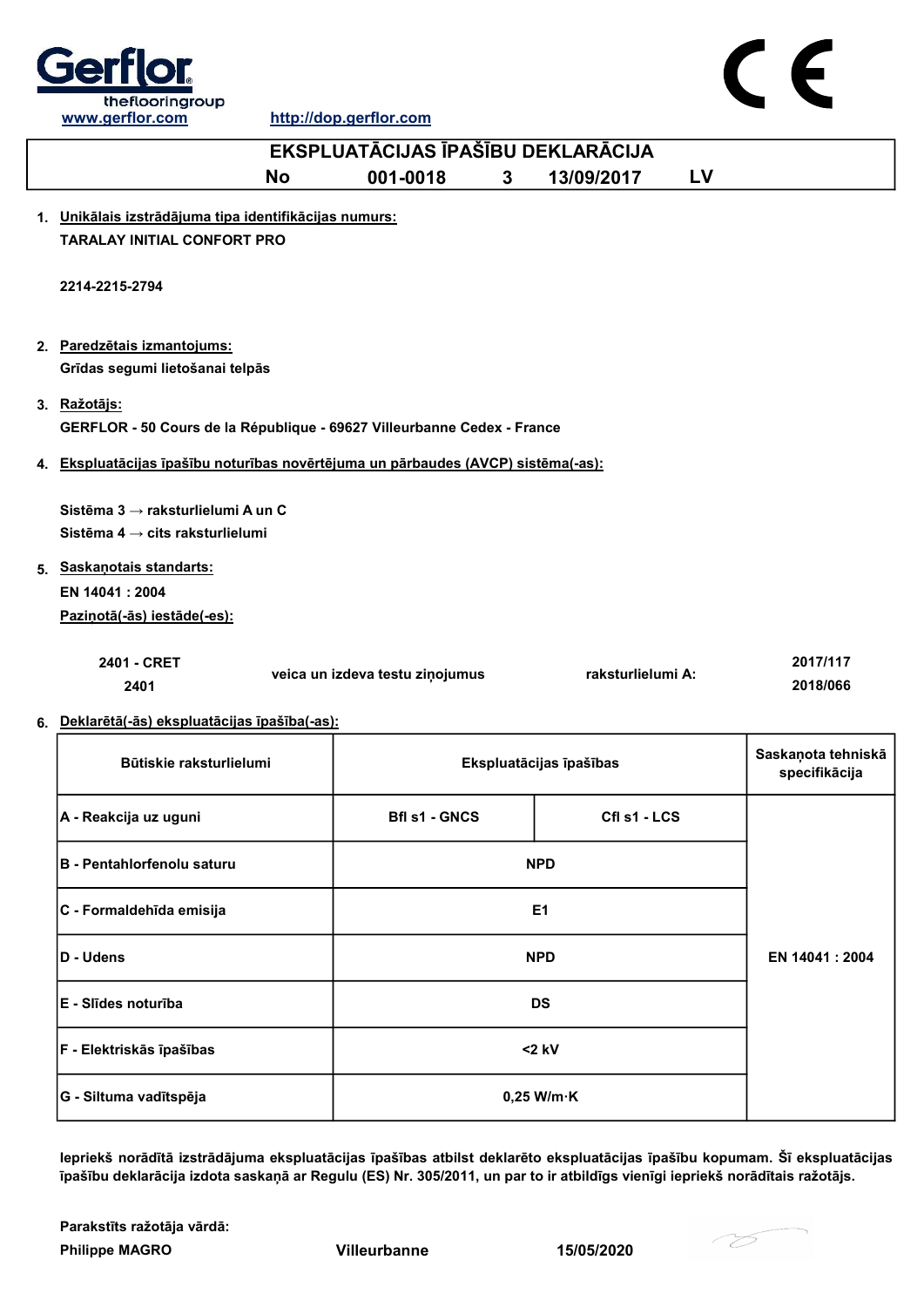Gerflor
theflooringgroup
www.gerflor.com http://dop.gerflor.com

CE

# EKSPLUATĀCIJAS ĪPAŠĪBU DEKLARĀCIJA

**No 001-0018 3 13/09/2017 LV**

1. **Unikālais izstrādājuma tipa identifikācijas numurs:**
   **TARALAY INITIAL CONFORT PRO**

   **2214-2215-2794**

2. **Paredzētais izmantojums:**
   **Grīdas segumi lietošanai telpās**

3. **Ražotājs:**
   **GERFLOR - 50 Cours de la République - 69627 Villeurbanne Cedex - France**

4. **Ekspluatācijas īpašību noturības novērtējuma un pārbaudes (AVCP) sistēma(-as):**

   **Sistēma 3 → raksturlielumi A un C**
   **Sistēma 4 → cits raksturlielumi**

5. **Saskaņotais standarts:**
   **EN 14041 : 2004**
   **Paziņotā(-ās) iestāde(-es):**

| | | | |
|---|---|---|---|
| 2401 - CRET<br>2401 | veica un izdeva testu ziņojumus | raksturlielumi A: | 2017/117<br>2018/066 |

6. **Deklarētā(-ās) ekspluatācijas īpašība(-as):**

| Būtiskie raksturlielumi | Ekspluatācijas īpašības | | Saskaņota tehniskā specifikācija |
|---|---|---|---|
| A - Reakcija uz uguni | Bfl s1 - GNCS | Cfl s1 - LCS | EN 14041 : 2004 |
| B - Pentahlorfenolu saturu | NPD | | |
| C - Formaldehīda emisija | E1 | | |
| D - Udens | NPD | | |
| E - Slīdes noturība | DS | | |
| F - Elektriskās īpašības | <2 kV | | |
| G - Siltuma vadītspēja | 0,25 W/m·K | | |

**Iepriekš norādītā izstrādājuma ekspluatācijas īpašības atbilst deklarēto ekspluatācijas īpašību kopumam. Šī ekspluatācijas īpašību deklarācija izdota saskaņā ar Regulu (ES) Nr. 305/2011, un par to ir atbildīgs vienīgi iepriekš norādītais ražotājs.**

**Parakstīts ražotāja vārdā:**
**Philippe MAGRO** **Villeurbanne** **15/05/2020**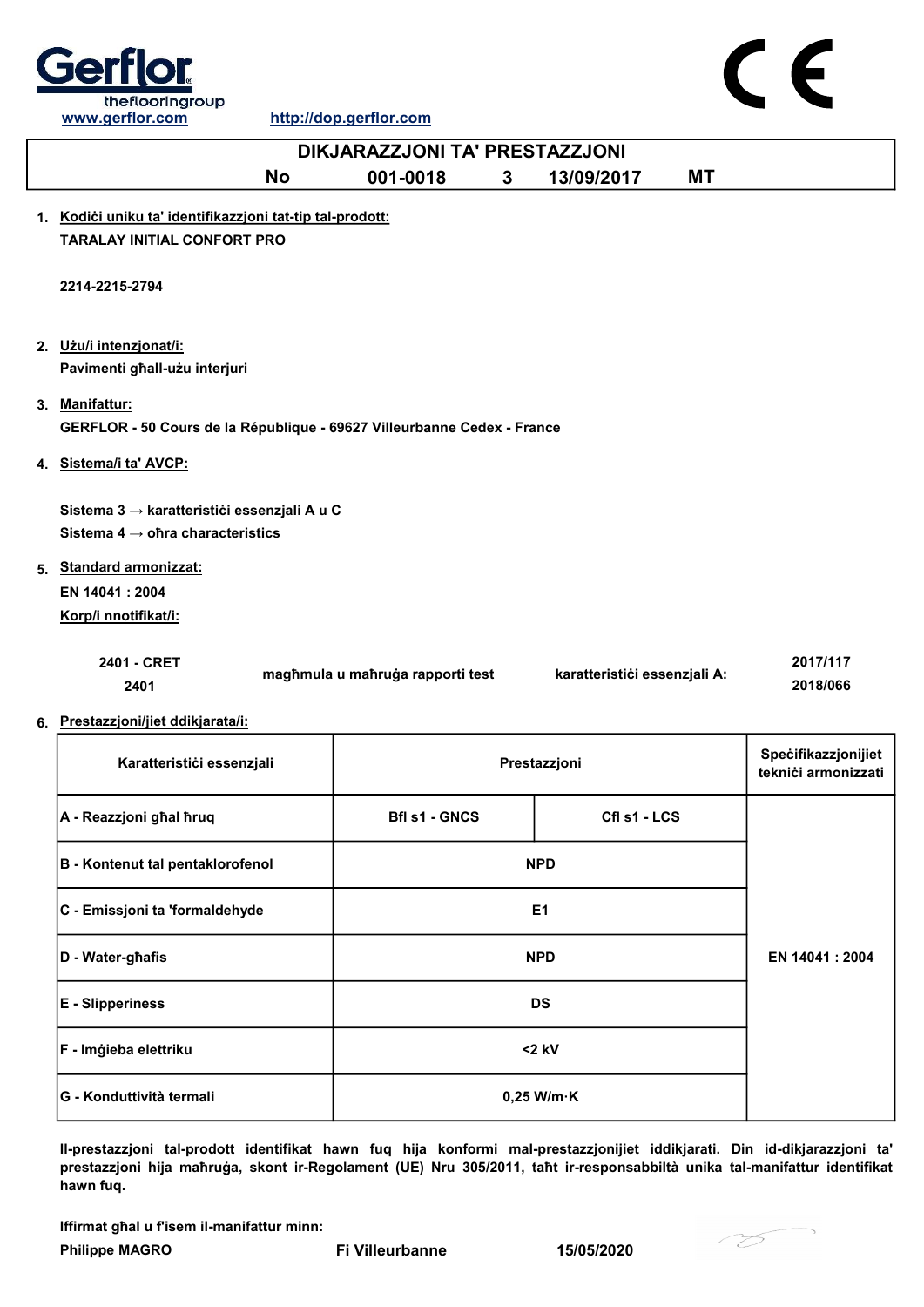Gerflor
theflooringgroup
www.gerflor.com http://dop.gerflor.com

# DIKJARAZZJONI TA' PRESTAZZJONI

**No 001-0018 3 13/09/2017 MT**

1. **Kodiċi uniku ta' identifikazzjoni tat-tip tal-prodott:**

   **TARALAY INITIAL CONFORT PRO**

   **2214-2215-2794**

2. **Użu/i intenzjonat/i:**

   **Pavimenti għall-użu interjuri**

3. **Manifattur:**

   **GERFLOR - 50 Cours de la République - 69627 Villeurbanne Cedex - France**

4. **Sistema/i ta' AVCP:**

   **Sistema 3 → karatteristiċi essenzjali A u C**
   **Sistema 4 → oħra characteristics**

5. **Standard armonizzat:**

   **EN 14041 : 2004**

   **Korp/i nnotifikat/i:**

   | | | | |
   |---|---|---|---|
   | **2401 - CRET**<br>**2401** | **magħmula u maħruġa rapporti test** | **karatteristiċi essenzjali A:** | **2017/117**<br>**2018/066** |

6. **Prestazzjoni/jiet ddikjarata/i:**

| Karatteristiċi essenzjali | Prestazzjoni | | Speċifikazzjonijiet tekniċi armonizzati |
|---|---|---|---|
| A - Reazzjoni għal ħruq | Bfl s1 - GNCS | Cfl s1 - LCS | EN 14041 : 2004 |
| B - Kontenut tal pentaklorofenol | NPD | | |
| C - Emissjoni ta 'formaldehyde | E1 | | |
| D - Water-għafis | NPD | | |
| E - Slipperiness | DS | | |
| F - Imġieba elettriku | <2 kV | | |
| G - Konduttività termali | 0,25 W/m·K | | |

**Il-prestazzjoni tal-prodott identifikat hawn fuq hija konformi mal-prestazzjonijiet iddikjarati. Din id-dikjarazzjoni ta' prestazzjoni hija maħruġa, skont ir-Regolament (UE) Nru 305/2011, taħt ir-responsabbiltà unika tal-manifattur identifikat hawn fuq.**

**Iffirmat għal u f'isem il-manifattur minn:**

**Philippe MAGRO** **Fi Villeurbanne** **15/05/2020**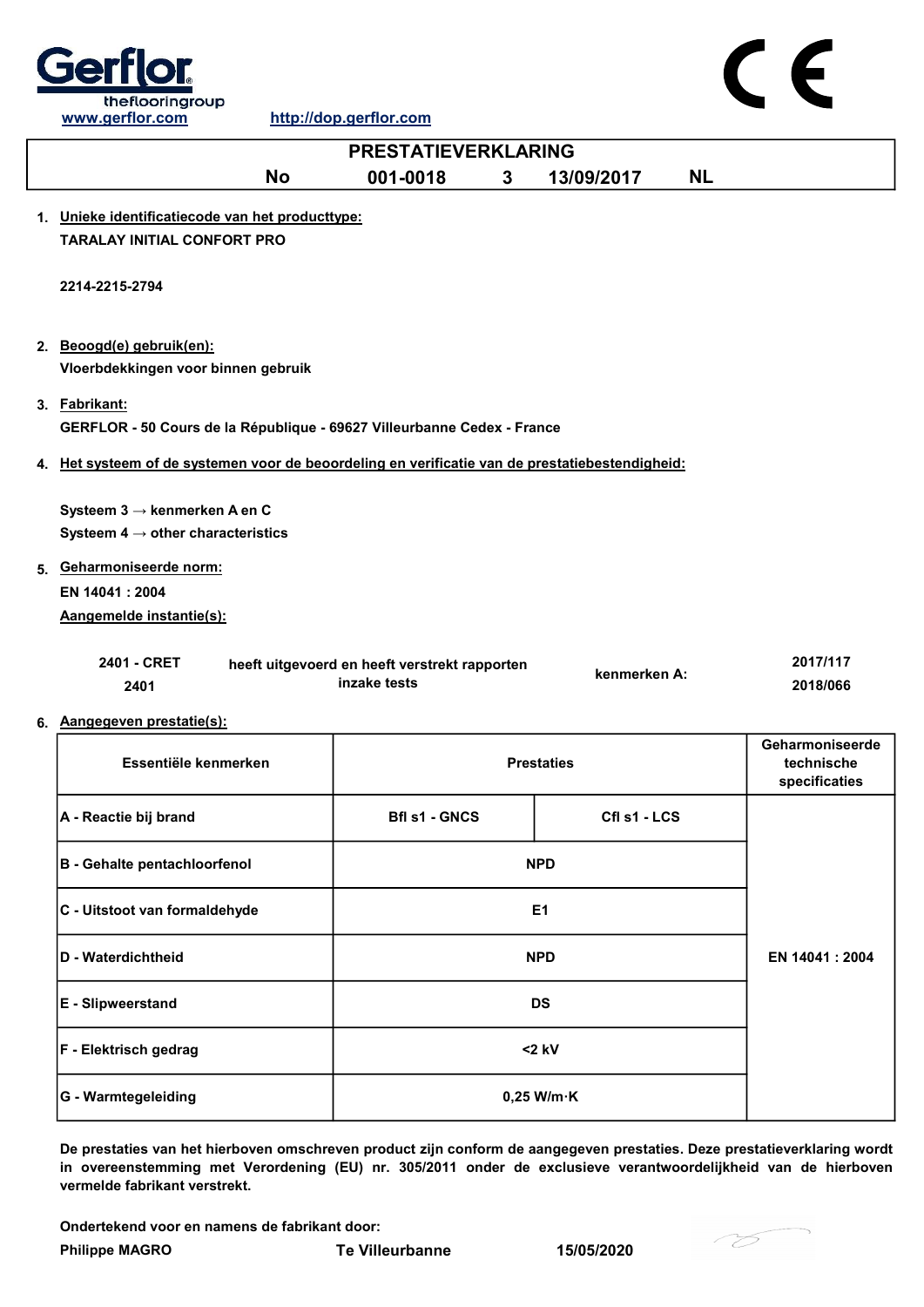Gerflor theflooringgroup

www.gerflor.com http://dop.gerflor.com

CE

# PRESTATIEVERKLARING

**No 001-0018 3 13/09/2017 NL**

1. **Unieke identificatiecode van het producttype:**
   **TARALAY INITIAL CONFORT PRO**

   **2214-2215-2794**

2. **Beoogd(e) gebruik(en):**
   **Vloerbdekkingen voor binnen gebruik**

3. **Fabrikant:**
   **GERFLOR - 50 Cours de la République - 69627 Villeurbanne Cedex - France**

4. **Het systeem of de systemen voor de beoordeling en verificatie van de prestatiebestendigheid:**

   **Systeem 3 → kenmerken A en C**
   **Systeem 4 → other characteristics**

5. **Geharmoniseerde norm:**
   **EN 14041 : 2004**
   **Aangemelde instantie(s):**

| | | | |
|---|---|---|---|
| **2401 - CRET** 2401 | **heeft uitgevoerd en heeft verstrekt rapporten inzake tests** | **kenmerken A:** | **2017/117** **2018/066** |

6. **Aangegeven prestatie(s):**

| Essentiële kenmerken | Prestaties | | Geharmoniseerde technische specificaties |
|---|---|---|---|
| A - Reactie bij brand | Bfl s1 - GNCS | Cfl s1 - LCS | EN 14041 : 2004 |
| B - Gehalte pentachloorfenol | NPD | | |
| C - Uitstoot van formaldehyde | E1 | | |
| D - Waterdichtheid | NPD | | |
| E - Slipweerstand | DS | | |
| F - Elektrisch gedrag | <2 kV | | |
| G - Warmtegeleiding | 0,25 W/m·K | | |

**De prestaties van het hierboven omschreven product zijn conform de aangegeven prestaties. Deze prestatieverklaring wordt in overeenstemming met Verordening (EU) nr. 305/2011 onder de exclusieve verantwoordelijkheid van de hierboven vermelde fabrikant verstrekt.**

**Ondertekend voor en namens de fabrikant door:**

**Philippe MAGRO** **Te Villeurbanne** **15/05/2020**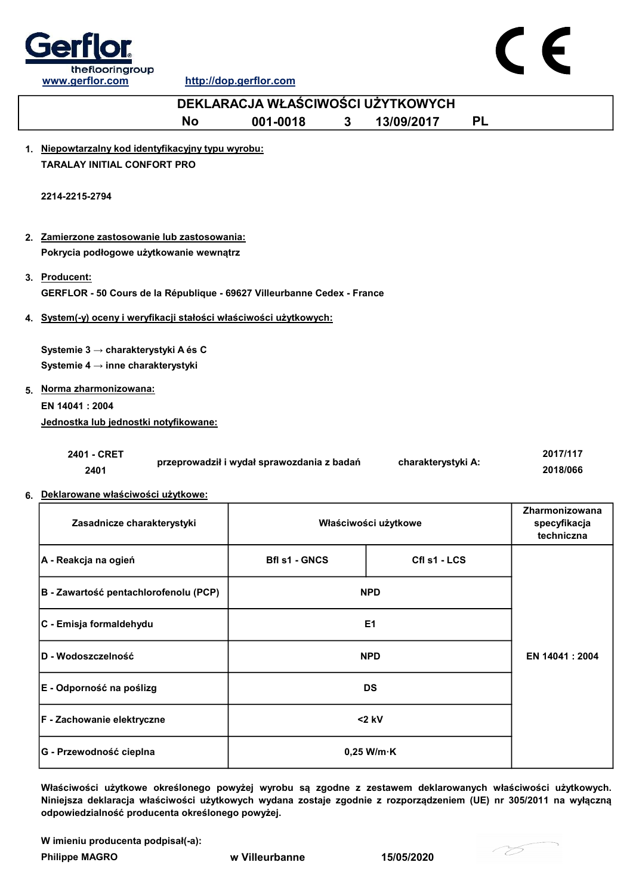Gerflor theflooringgroup

www.gerflor.com http://dop.gerflor.com

CE

# DEKLARACJA WŁAŚCIWOŚCI UŻYTKOWYCH

**No 001-0018 3 13/09/2017 PL**

1. **Niepowtarzalny kod identyfikacyjny typu wyrobu:**

   **TARALAY INITIAL CONFORT PRO**

   **2214-2215-2794**

2. **Zamierzone zastosowanie lub zastosowania:**

   **Pokrycia podłogowe użytkowanie wewnątrz**

3. **Producent:**

   **GERFLOR - 50 Cours de la République - 69627 Villeurbanne Cedex - France**

4. **System(-y) oceny i weryfikacji stałości właściwości użytkowych:**

   **Systemie 3 → charakterystyki A és C**
   **Systemie 4 → inne charakterystyki**

5. **Norma zharmonizowana:**

   **EN 14041 : 2004**

   **Jednostka lub jednostki notyfikowane:**

| | | | |
|---|---|---|---|
| 2401 - CRET<br>2401 | przeprowadził i wydał sprawozdania z badań | charakterystyki A: | 2017/117<br>2018/066 |

6. **Deklarowane właściwości użytkowe:**

| Zasadnicze charakterystyki | Właściwości użytkowe | | Zharmonizowana specyfikacja techniczna |
|---|---|---|---|
| A - Reakcja na ogień | Bfl s1 - GNCS | Cfl s1 - LCS | EN 14041 : 2004 |
| B - Zawartość pentachlorofenolu (PCP) | NPD | | |
| C - Emisja formaldehydu | E1 | | |
| D - Wodoszczelność | NPD | | |
| E - Odporność na poślizg | DS | | |
| F - Zachowanie elektryczne | <2 kV | | |
| G - Przewodność cieplna | 0,25 W/m·K | | |

**Właściwości użytkowe określonego powyżej wyrobu są zgodne z zestawem deklarowanych właściwości użytkowych. Niniejsza deklaracja właściwości użytkowych wydana zostaje zgodnie z rozporządzeniem (UE) nr 305/2011 na wyłączną odpowiedzialność producenta określonego powyżej.**

**W imieniu producenta podpisał(-a):**

**Philippe MAGRO** **w Villeurbanne** **15/05/2020**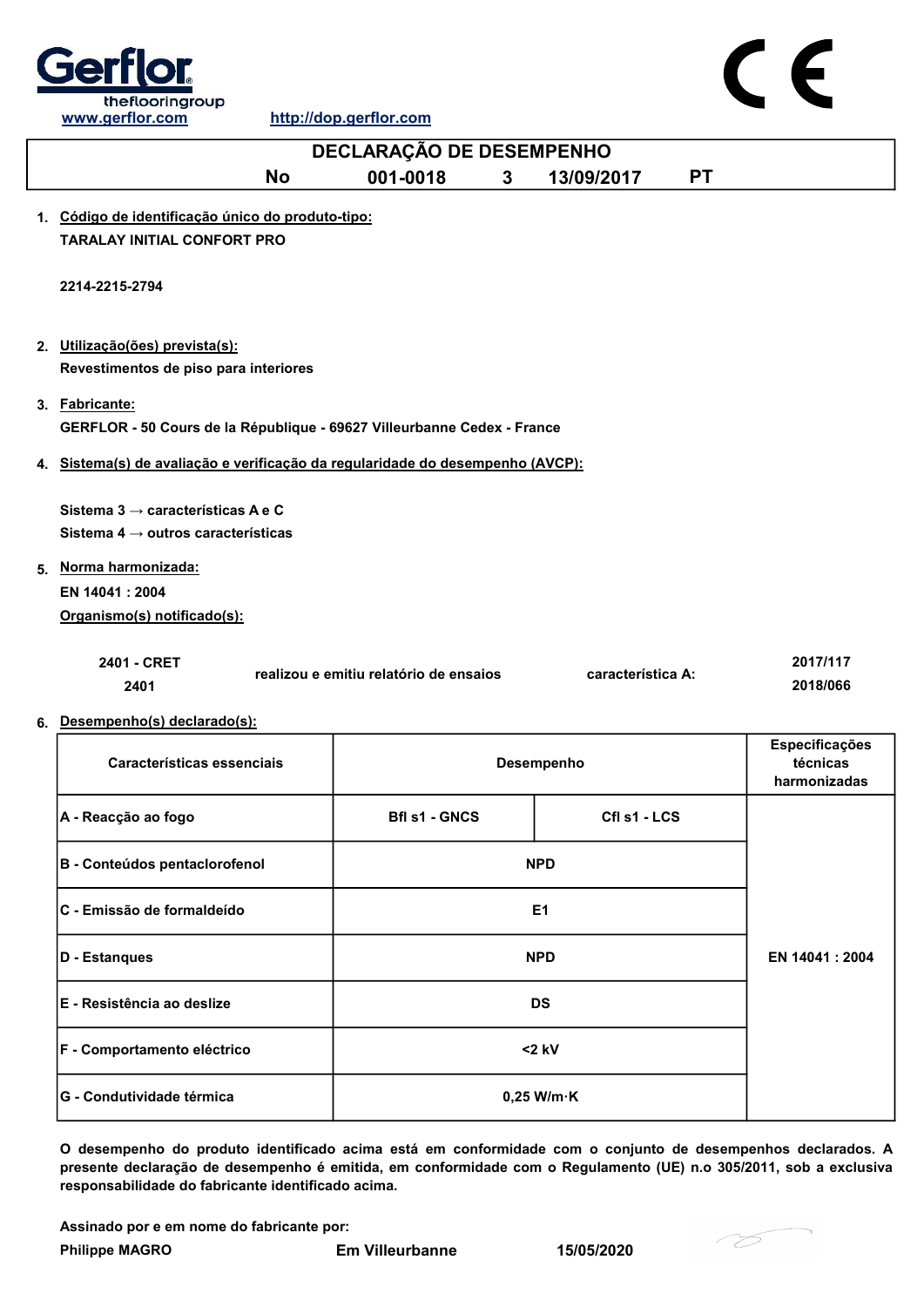Gerflor
theflooringgroup
www.gerflor.com http://dop.gerflor.com

CE

# DECLARAÇÃO DE DESEMPENHO

**No 001-0018 3 13/09/2017 PT**

1. **Código de identificação único do produto-tipo:**
   **TARALAY INITIAL CONFORT PRO**

   **2214-2215-2794**

2. **Utilização(ões) prevista(s):**
   **Revestimentos de piso para interiores**

3. **Fabricante:**
   **GERFLOR - 50 Cours de la République - 69627 Villeurbanne Cedex - France**

4. **Sistema(s) de avaliação e verificação da regularidade do desempenho (AVCP):**

   **Sistema 3 → características A e C**
   **Sistema 4 → outros características**

5. **Norma harmonizada:**
   **EN 14041 : 2004**
   **Organismo(s) notificado(s):**

| | | | |
|---|---|---|---|
| 2401 - CRET<br>2401 | realizou e emitiu relatório de ensaios | característica A: | 2017/117<br>2018/066 |

6. **Desempenho(s) declarado(s):**

| Características essenciais | Desempenho | | Especificações técnicas harmonizadas |
|---|---|---|---|
| A - Reacção ao fogo | Bfl s1 - GNCS | Cfl s1 - LCS | EN 14041 : 2004 |
| B - Conteúdos pentaclorofenol | NPD | | |
| C - Emissão de formaldeído | E1 | | |
| D - Estanques | NPD | | |
| E - Resistência ao deslize | DS | | |
| F - Comportamento eléctrico | <2 kV | | |
| G - Condutividade térmica | 0,25 W/m·K | | |

**O desempenho do produto identificado acima está em conformidade com o conjunto de desempenhos declarados. A presente declaração de desempenho é emitida, em conformidade com o Regulamento (UE) n.o 305/2011, sob a exclusiva responsabilidade do fabricante identificado acima.**

**Assinado por e em nome do fabricante por:**

**Philippe MAGRO** **Em Villeurbanne** **15/05/2020**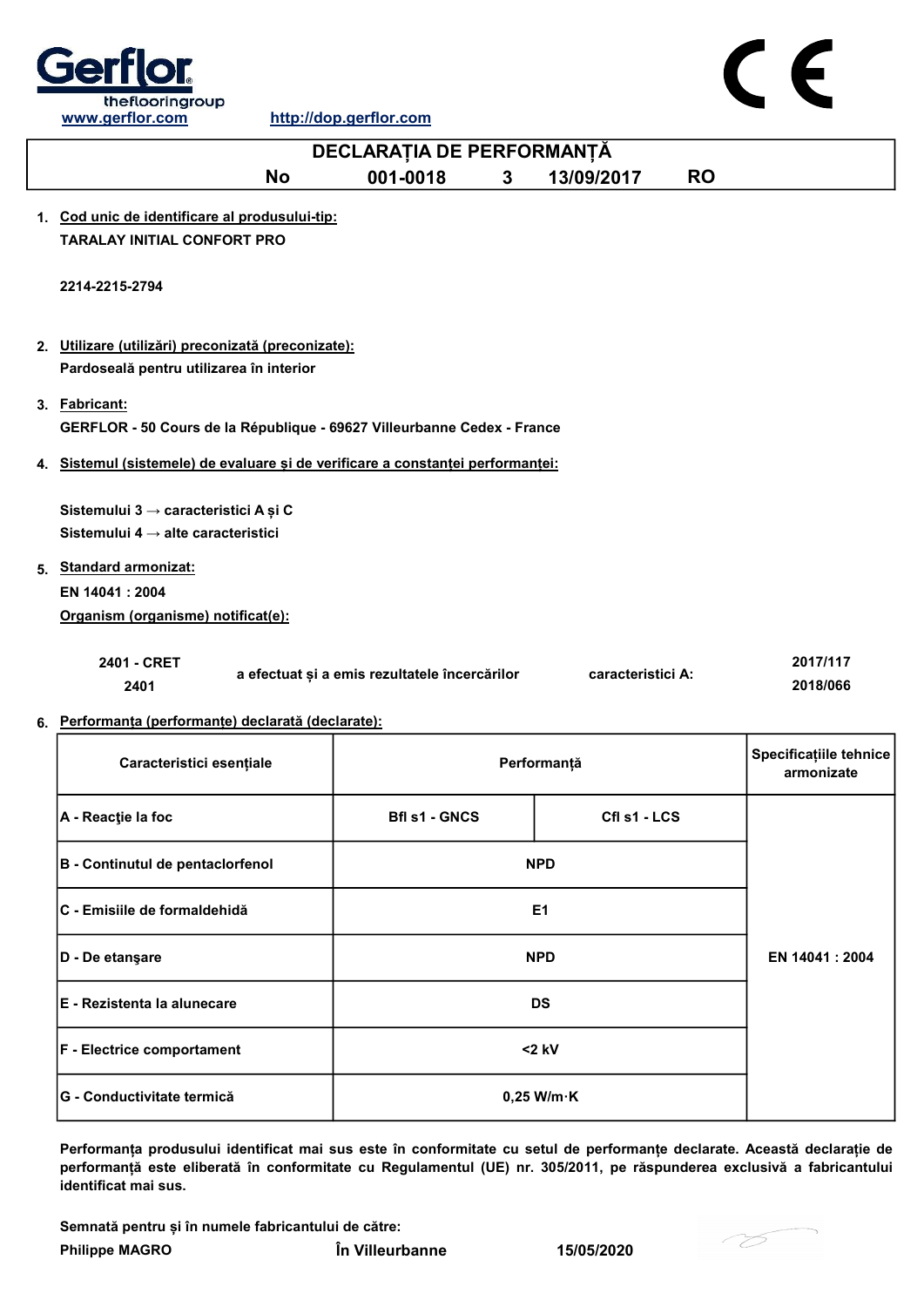Gerflor
theflooringgroup
www.gerflor.com http://dop.gerflor.com

CE

# DECLARAȚIA DE PERFORMANȚĂ

**No 001-0018 3 13/09/2017 RO**

1. **Cod unic de identificare al produsului-tip:**
   **TARALAY INITIAL CONFORT PRO**

   **2214-2215-2794**

2. **Utilizare (utilizări) preconizată (preconizate):**
   **Pardoseală pentru utilizarea în interior**

3. **Fabricant:**
   **GERFLOR - 50 Cours de la République - 69627 Villeurbanne Cedex - France**

4. **Sistemul (sistemele) de evaluare și de verificare a constanței performanței:**

   **Sistemului 3 → caracteristici A și C**
   **Sistemului 4 → alte caracteristici**

5. **Standard armonizat:**
   **EN 14041 : 2004**
   **Organism (organisme) notificat(e):**

| | | | |
|---|---|---|---|
| 2401 - CRET<br>2401 | a efectuat și a emis rezultatele încercărilor | caracteristici A: | 2017/117<br>2018/066 |

6. **Performanța (performanțe) declarată (declarate):**

| Caracteristici esențiale | Performanță | | Specificațiile tehnice armonizate |
|---|---|---|---|
| A - Reacție la foc | Bfl s1 - GNCS | Cfl s1 - LCS | EN 14041 : 2004 |
| B - Continutul de pentaclorfenol | NPD | | |
| C - Emisiile de formaldehidă | E1 | | |
| D - De etanşare | NPD | | |
| E - Rezistenta la alunecare | DS | | |
| F - Electrice comportament | <2 kV | | |
| G - Conductivitate termică | 0,25 W/m·K | | |

**Performanța produsului identificat mai sus este în conformitate cu setul de performanțe declarate. Această declarație de performanță este eliberată în conformitate cu Regulamentul (UE) nr. 305/2011, pe răspunderea exclusivă a fabricantului identificat mai sus.**

**Semnată pentru și în numele fabricantului de către:**
**Philippe MAGRO** **În Villeurbanne** **15/05/2020**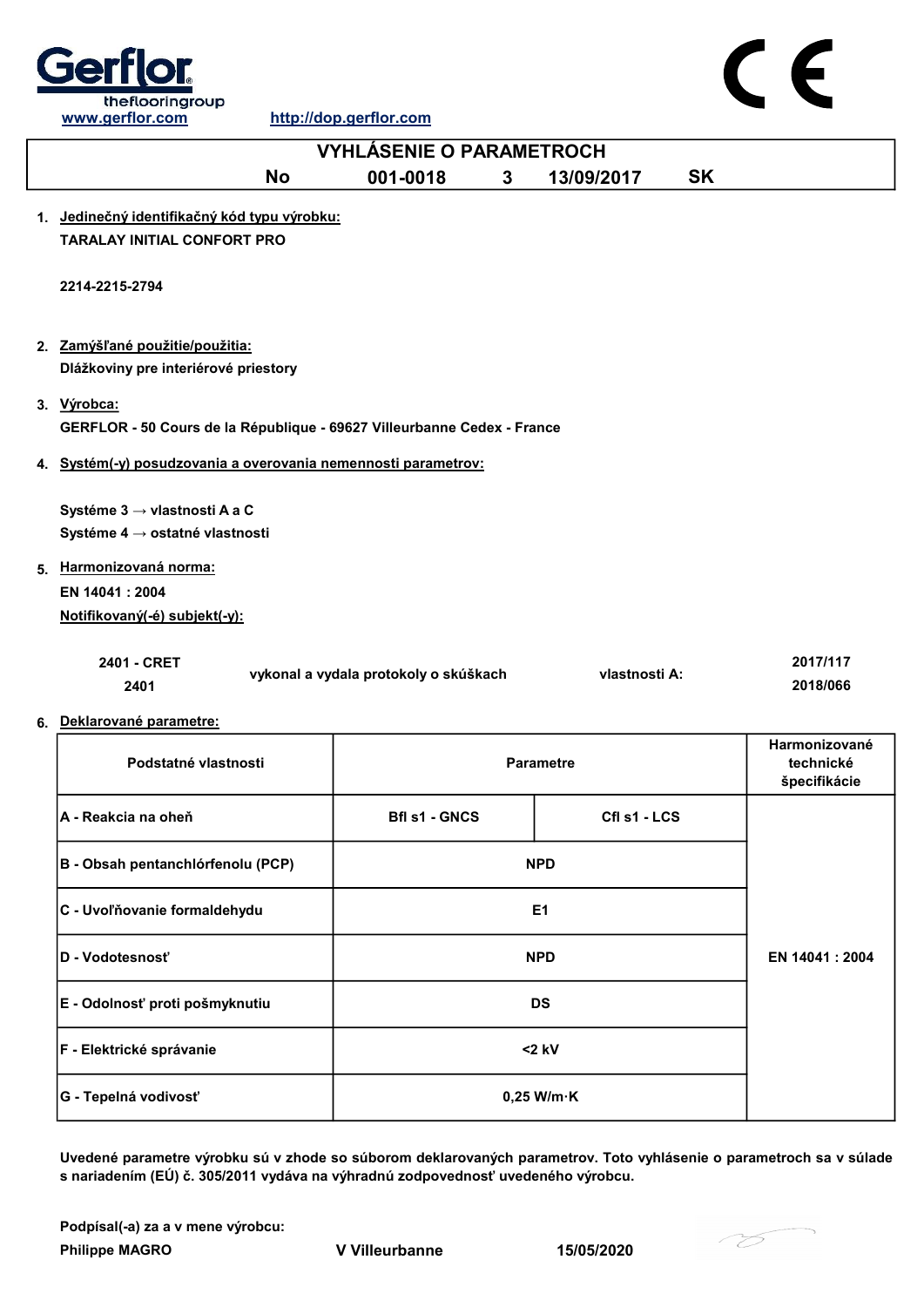Gerflor
theflooringgroup

www.gerflor.com http://dop.gerflor.com

# VYHLÁSENIE O PARAMETROCH

**No 001-0018 3 13/09/2017 SK**

1. Jedinečný identifikačný kód typu výrobku:

   **TARALAY INITIAL CONFORT PRO**

   **2214-2215-2794**

2. Zamýšľané použitie/použitia:

   **Dlážkoviny pre interiérové priestory**

3. Výrobca:

   **GERFLOR - 50 Cours de la République - 69627 Villeurbanne Cedex - France**

4. Systém(-y) posudzovania a overovania nemennosti parametrov:

   **Systéme 3 → vlastnosti A a C**

   **Systéme 4 → ostatné vlastnosti**

5. Harmonizovaná norma:

   **EN 14041 : 2004**

   Notifikovaný(-é) subjekt(-y):

   | | | | |
   |---|---|---|---|
   | 2401 - CRET<br>2401 | vykonal a vydala protokoly o skúškach | vlastnosti A: | 2017/117<br>2018/066 |

6. Deklarované parametre:

| Podstatné vlastnosti | Parametre | | Harmonizované technické špecifikácie |
|---|---|---|---|
| A - Reakcia na oheň | Bfl s1 - GNCS | Cfl s1 - LCS | EN 14041 : 2004 |
| B - Obsah pentanchlórfenolu (PCP) | NPD | | |
| C - Uvoľňovanie formaldehydu | E1 | | |
| D - Vodotesnosť | NPD | | |
| E - Odolnosť proti pošmyknutiu | DS | | |
| F - Elektrické správanie | <2 kV | | |
| G - Tepelná vodivosť | 0,25 W/m·K | | |

**Uvedené parametre výrobku sú v zhode so súborom deklarovaných parametrov. Toto vyhlásenie o parametroch sa v súlade s nariadením (EÚ) č. 305/2011 vydáva na výhradnú zodpovednosť uvedeného výrobcu.**

**Podpísal(-a) za a v mene výrobcu:**

**Philippe MAGRO** **V Villeurbanne** **15/05/2020**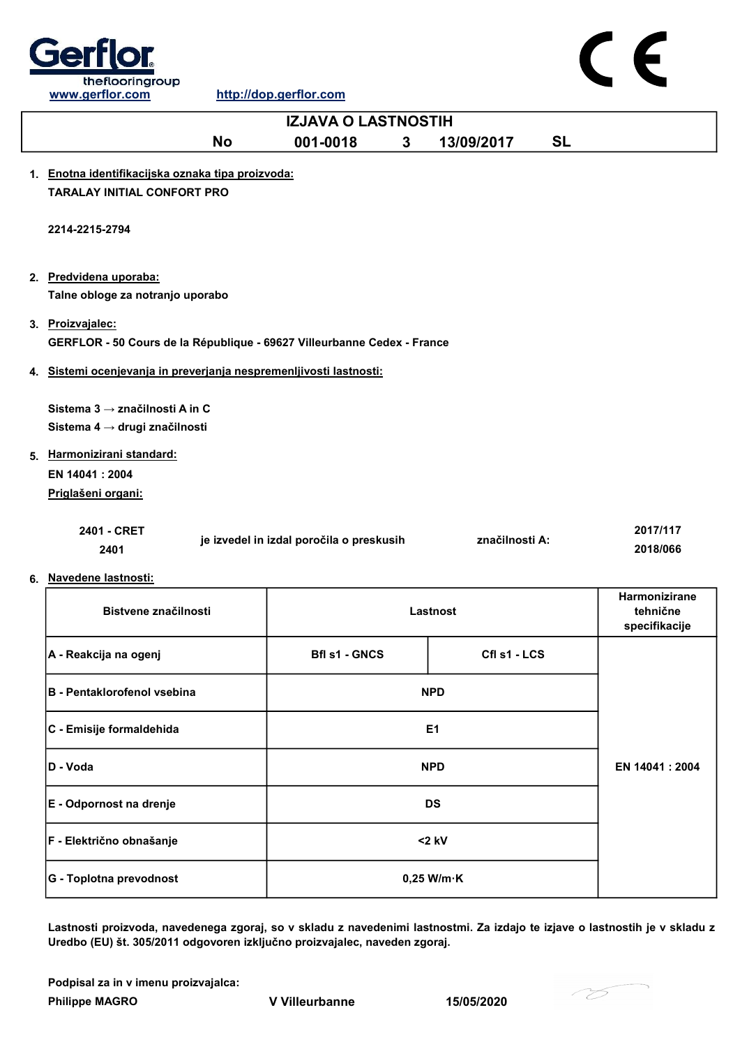Gerflor theflooringgroup

www.gerflor.com http://dop.gerflor.com

CE

# IZJAVA O LASTNOSTIH

No 001-0018 3 13/09/2017 SL

1. Enotna identifikacijska oznaka tipa proizvoda:
   TARALAY INITIAL CONFORT PRO

   2214-2215-2794

2. Predvidena uporaba:
   Talne obloge za notranjo uporabo

3. Proizvajalec:
   GERFLOR - 50 Cours de la République - 69627 Villeurbanne Cedex - France

4. Sistemi ocenjevanja in preverjanja nespremenljivosti lastnosti:

   Sistema 3 → značilnosti A in C
   Sistema 4 → drugi značilnosti

5. Harmonizirani standard:
   EN 14041 : 2004
   Priglašeni organi:

   | | | | |
   |---|---|---|---|
   | 2401 - CRET<br>2401 | je izvedel in izdal poročila o preskusih | značilnosti A: | 2017/117<br>2018/066 |

6. Navedene lastnosti:

| Bistvene značilnosti | Lastnost | | Harmonizirane tehnične specifikacije |
|---|---|---|---|
| A - Reakcija na ogenj | Bfl s1 - GNCS | Cfl s1 - LCS | EN 14041 : 2004 |
| B - Pentaklorofenol vsebina | NPD | | |
| C - Emisije formaldehida | E1 | | |
| D - Voda | NPD | | |
| E - Odpornost na drenje | DS | | |
| F - Električno obnašanje | <2 kV | | |
| G - Toplotna prevodnost | 0,25 W/m·K | | |

Lastnosti proizvoda, navedenega zgoraj, so v skladu z navedenimi lastnostmi. Za izdajo te izjave o lastnostih je v skladu z Uredbo (EU) št. 305/2011 odgovoren izključno proizvajalec, naveden zgoraj.

Podpisal za in v imenu proizvajalca:
Philippe MAGRO V Villeurbanne 15/05/2020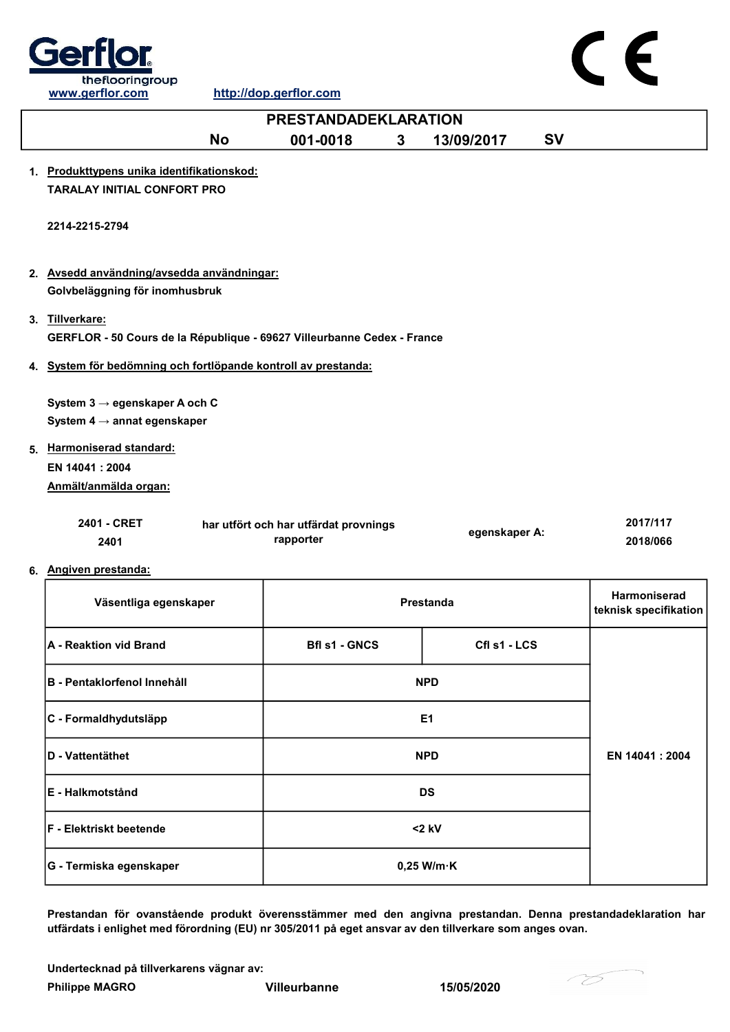www.gerflor.com http://dop.gerflor.com

# PRESTANDADEKLARATION

**No 001-0018 3 13/09/2017 SV**

1. Produkttypens unika identifikationskod:

**TARALAY INITIAL CONFORT PRO**

**2214-2215-2794**

2. Avsedd användning/avsedda användningar:

**Golvbeläggning för inomhusbruk**

3. Tillverkare:

**GERFLOR - 50 Cours de la République - 69627 Villeurbanne Cedex - France**

4. System för bedömning och fortlöpande kontroll av prestanda:

**System 3 → egenskaper A och C**
**System 4 → annat egenskaper**

5. Harmoniserad standard:

**EN 14041 : 2004**

Anmält/anmälda organ:

| | | | |
|---|---|---|---|
| 2401 - CRET<br>2401 | har utfört och har utfärdat provnings rapporter | egenskaper A: | 2017/117<br>2018/066 |

6. Angiven prestanda:

| Väsentliga egenskaper | Prestanda | | Harmoniserad teknisk specifikation |
|---|---|---|---|
| A - Reaktion vid Brand | Bfl s1 - GNCS | Cfl s1 - LCS | EN 14041 : 2004 |
| B - Pentaklorfenol Innehåll | NPD | | |
| C - Formaldhydutsläpp | E1 | | |
| D - Vattentäthet | NPD | | |
| E - Halkmotstånd | DS | | |
| F - Elektriskt beetende | <2 kV | | |
| G - Termiska egenskaper | 0,25 W/m·K | | |

**Prestandan för ovanstående produkt överensstämmer med den angivna prestandan. Denna prestandadeklaration har utfärdats i enlighet med förordning (EU) nr 305/2011 på eget ansvar av den tillverkare som anges ovan.**

**Undertecknad på tillverkarens vägnar av:**

**Philippe MAGRO** **Villeurbanne** **15/05/2020**